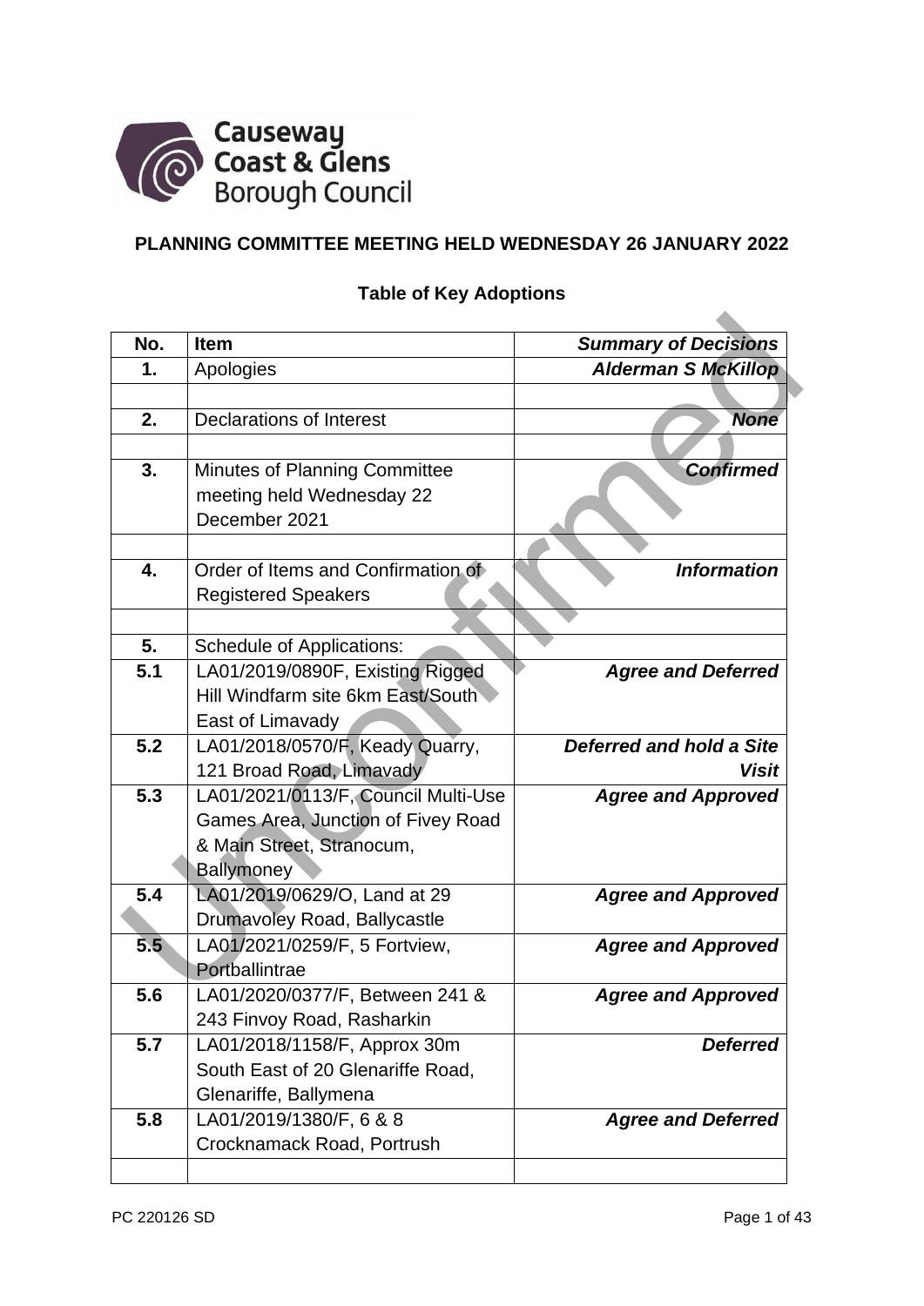Causeway Coast & Glens Borough Council

**PLANNING COMMITTEE MEETING HELD WEDNESDAY 26 JANUARY 2022**

**Table of Key Adoptions**

| No. | Item | *Summary of Decisions* |
|---|---|---|
| **1.** | Apologies | ***Alderman S McKillop*** |
| | | |
| **2.** | Declarations of Interest | ***None*** |
| | | |
| **3.** | Minutes of Planning Committee meeting held Wednesday 22 December 2021 | ***Confirmed*** |
| | | |
| **4.** | Order of Items and Confirmation of Registered Speakers | ***Information*** |
| | | |
| **5.** | Schedule of Applications: | |
| **5.1** | LA01/2019/0890F, Existing Rigged Hill Windfarm site 6km East/South East of Limavady | ***Agree and Deferred*** |
| **5.2** | LA01/2018/0570/F, Keady Quarry, 121 Broad Road, Limavady | ***Deferred and hold a Site Visit*** |
| **5.3** | LA01/2021/0113/F, Council Multi-Use Games Area, Junction of Fivey Road & Main Street, Stranocum, Ballymoney | ***Agree and Approved*** |
| **5.4** | LA01/2019/0629/O, Land at 29 Drumavoley Road, Ballycastle | ***Agree and Approved*** |
| **5.5** | LA01/2021/0259/F, 5 Fortview, Portballintrae | ***Agree and Approved*** |
| **5.6** | LA01/2020/0377/F, Between 241 & 243 Finvoy Road, Rasharkin | ***Agree and Approved*** |
| **5.7** | LA01/2018/1158/F, Approx 30m South East of 20 Glenariffe Road, Glenariffe, Ballymena | ***Deferred*** |
| **5.8** | LA01/2019/1380/F, 6 & 8 Crocknamack Road, Portrush | ***Agree and Deferred*** |
| | | |

Unconfirmed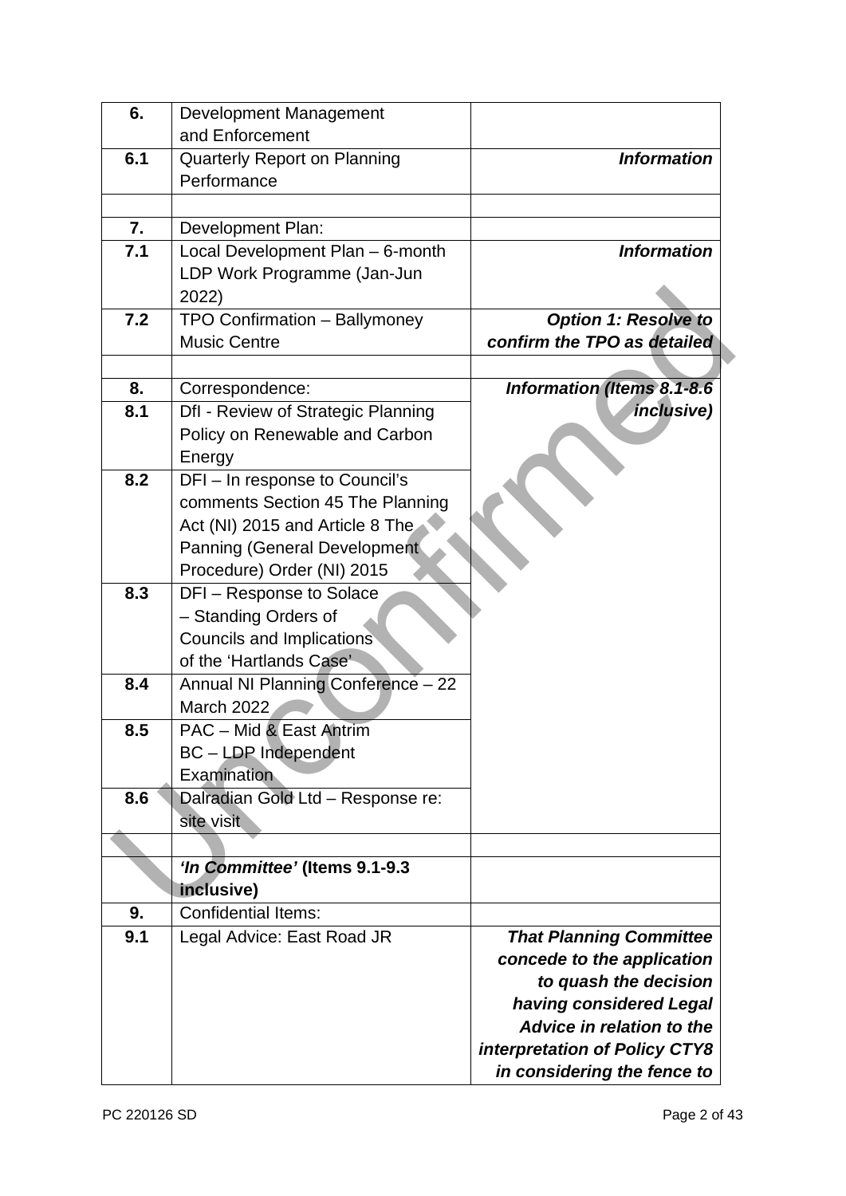| | | |
|---|---|---|
| **6.** | Development Management and Enforcement | |
| **6.1** | Quarterly Report on Planning Performance | ***Information*** |
| | | |
| **7.** | Development Plan: | |
| **7.1** | Local Development Plan – 6-month LDP Work Programme (Jan-Jun 2022) | ***Information*** |
| **7.2** | TPO Confirmation – Ballymoney Music Centre | ***Option 1: Resolve to confirm the TPO as detailed*** |
| | | |
| **8.** | Correspondence: | ***Information (Items 8.1-8.6 inclusive)*** |
| **8.1** | DfI - Review of Strategic Planning Policy on Renewable and Carbon Energy | |
| **8.2** | DFI – In response to Council's comments Section 45 The Planning Act (NI) 2015 and Article 8 The Panning (General Development Procedure) Order (NI) 2015 | |
| **8.3** | DFI – Response to Solace – Standing Orders of Councils and Implications of the 'Hartlands Case' | |
| **8.4** | Annual NI Planning Conference – 22 March 2022 | |
| **8.5** | PAC – Mid & East Antrim BC – LDP Independent Examination | |
| **8.6** | Dalradian Gold Ltd – Response re: site visit | |
| | | |
| | ***'In Committee'* (Items 9.1-9.3 inclusive)** | |
| **9.** | Confidential Items: | |
| **9.1** | Legal Advice: East Road JR | ***That Planning Committee concede to the application to quash the decision having considered Legal Advice in relation to the interpretation of Policy CTY8 in considering the fence to*** |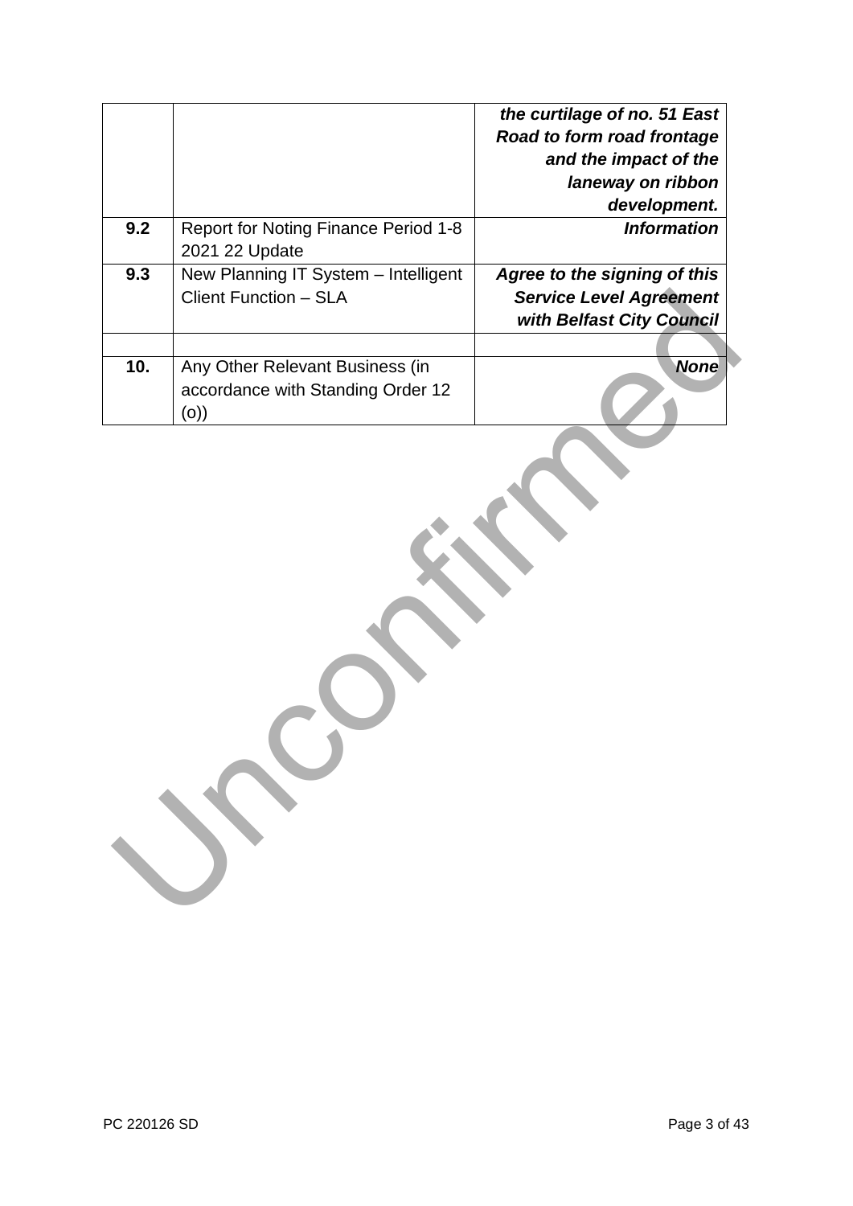| | | |
|---|---|---|
| | | ***the curtilage of no. 51 East Road to form road frontage and the impact of the laneway on ribbon development.*** |
| **9.2** | Report for Noting Finance Period 1-8 2021 22 Update | ***Information*** |
| **9.3** | New Planning IT System – Intelligent Client Function – SLA | ***Agree to the signing of this Service Level Agreement with Belfast City Council*** |
| | | |
| **10.** | Any Other Relevant Business (in accordance with Standing Order 12 (o)) | ***None*** |

Unconfirmed

PC 220126 SD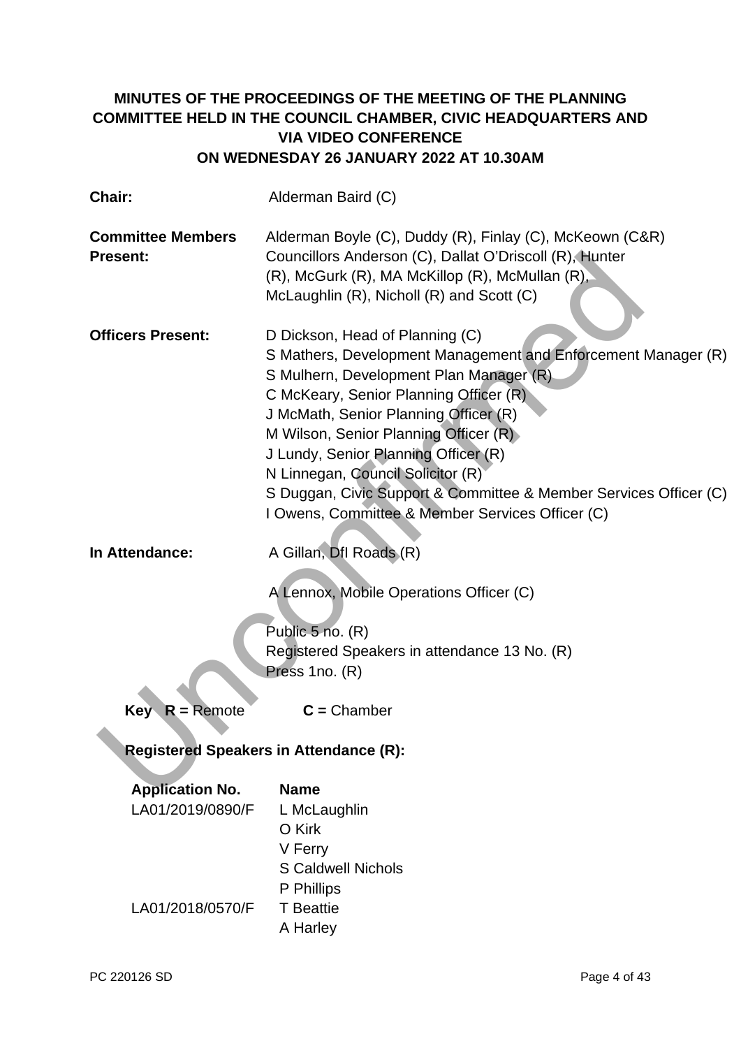**MINUTES OF THE PROCEEDINGS OF THE MEETING OF THE PLANNING COMMITTEE HELD IN THE COUNCIL CHAMBER, CIVIC HEADQUARTERS AND VIA VIDEO CONFERENCE ON WEDNESDAY 26 JANUARY 2022 AT 10.30AM**

| | |
|---|---|
| **Chair:** | Alderman Baird (C) |
| **Committee Members Present:** | Alderman Boyle (C), Duddy (R), Finlay (C), McKeown (C&R) Councillors Anderson (C), Dallat O'Driscoll (R), Hunter (R), McGurk (R), MA McKillop (R), McMullan (R), McLaughlin (R), Nicholl (R) and Scott (C) |
| **Officers Present:** | D Dickson, Head of Planning (C)<br>S Mathers, Development Management and Enforcement Manager (R)<br>S Mulhern, Development Plan Manager (R)<br>C McKeary, Senior Planning Officer (R)<br>J McMath, Senior Planning Officer (R)<br>M Wilson, Senior Planning Officer (R)<br>J Lundy, Senior Planning Officer (R)<br>N Linnegan, Council Solicitor (R)<br>S Duggan, Civic Support & Committee & Member Services Officer (C)<br>I Owens, Committee & Member Services Officer (C) |
| **In Attendance:** | A Gillan, DfI Roads (R)<br><br>A Lennox, Mobile Operations Officer (C)<br><br>Public 5 no. (R)<br>Registered Speakers in attendance 13 No. (R)<br>Press 1no. (R) |

**Key R =** Remote **C =** Chamber

**Registered Speakers in Attendance (R):**

| **Application No.** | **Name** |
|---|---|
| LA01/2019/0890/F | L McLaughlin |
| | O Kirk |
| | V Ferry |
| | S Caldwell Nichols |
| | P Phillips |
| LA01/2018/0570/F | T Beattie |
| | A Harley |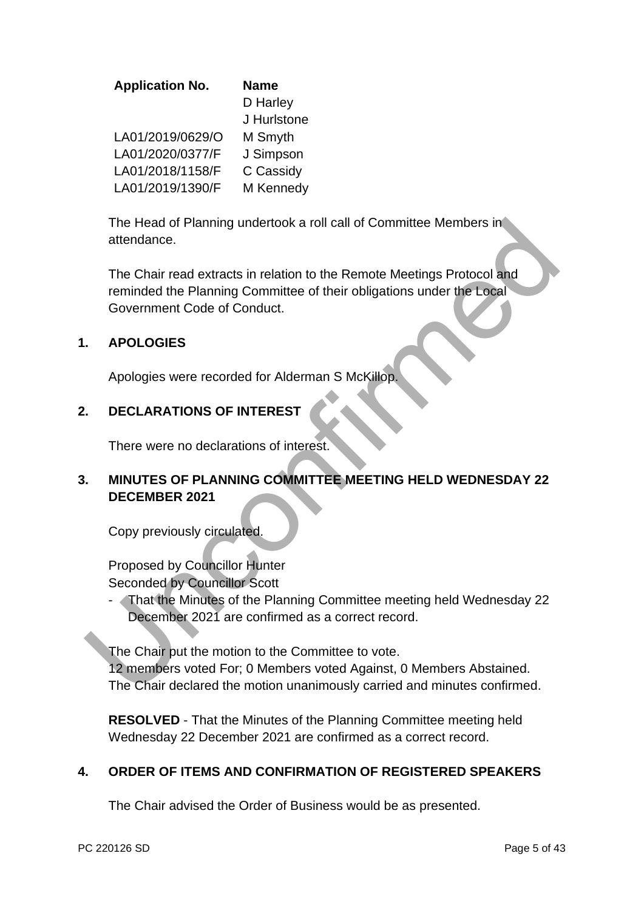| Application No. | Name |
|---|---|
| | D Harley |
| | J Hurlstone |
| LA01/2019/0629/O | M Smyth |
| LA01/2020/0377/F | J Simpson |
| LA01/2018/1158/F | C Cassidy |
| LA01/2019/1390/F | M Kennedy |

The Head of Planning undertook a roll call of Committee Members in attendance.

The Chair read extracts in relation to the Remote Meetings Protocol and reminded the Planning Committee of their obligations under the Local Government Code of Conduct.

## 1. APOLOGIES

Apologies were recorded for Alderman S McKillop.

## 2. DECLARATIONS OF INTEREST

There were no declarations of interest.

## 3. MINUTES OF PLANNING COMMITTEE MEETING HELD WEDNESDAY 22 DECEMBER 2021

Copy previously circulated.

Proposed by Councillor Hunter
Seconded by Councillor Scott

- That the Minutes of the Planning Committee meeting held Wednesday 22 December 2021 are confirmed as a correct record.

The Chair put the motion to the Committee to vote.
12 members voted For; 0 Members voted Against, 0 Members Abstained.
The Chair declared the motion unanimously carried and minutes confirmed.

**RESOLVED** - That the Minutes of the Planning Committee meeting held Wednesday 22 December 2021 are confirmed as a correct record.

## 4. ORDER OF ITEMS AND CONFIRMATION OF REGISTERED SPEAKERS

The Chair advised the Order of Business would be as presented.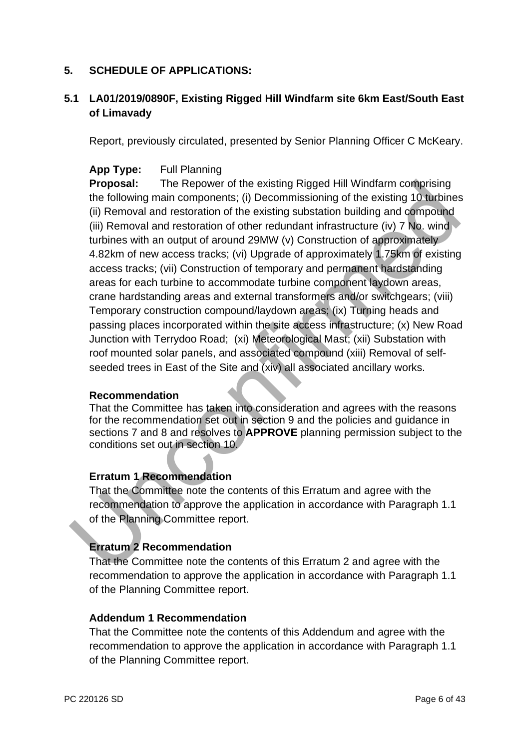## 5. SCHEDULE OF APPLICATIONS:

### 5.1 LA01/2019/0890F, Existing Rigged Hill Windfarm site 6km East/South East of Limavady

Report, previously circulated, presented by Senior Planning Officer C McKeary.

**App Type:** Full Planning

**Proposal:** The Repower of the existing Rigged Hill Windfarm comprising the following main components; (i) Decommissioning of the existing 10 turbines (ii) Removal and restoration of the existing substation building and compound (iii) Removal and restoration of other redundant infrastructure (iv) 7 No. wind turbines with an output of around 29MW (v) Construction of approximately 4.82km of new access tracks; (vi) Upgrade of approximately 1.75km of existing access tracks; (vii) Construction of temporary and permanent hardstanding areas for each turbine to accommodate turbine component laydown areas, crane hardstanding areas and external transformers and/or switchgears; (viii) Temporary construction compound/laydown areas; (ix) Turning heads and passing places incorporated within the site access infrastructure; (x) New Road Junction with Terrydoo Road; (xi) Meteorological Mast; (xii) Substation with roof mounted solar panels, and associated compound (xiii) Removal of self-seeded trees in East of the Site and (xiv) all associated ancillary works.

**Recommendation**

That the Committee has taken into consideration and agrees with the reasons for the recommendation set out in section 9 and the policies and guidance in sections 7 and 8 and resolves to **APPROVE** planning permission subject to the conditions set out in section 10.

**Erratum 1 Recommendation**

That the Committee note the contents of this Erratum and agree with the recommendation to approve the application in accordance with Paragraph 1.1 of the Planning Committee report.

**Erratum 2 Recommendation**

That the Committee note the contents of this Erratum 2 and agree with the recommendation to approve the application in accordance with Paragraph 1.1 of the Planning Committee report.

**Addendum 1 Recommendation**

That the Committee note the contents of this Addendum and agree with the recommendation to approve the application in accordance with Paragraph 1.1 of the Planning Committee report.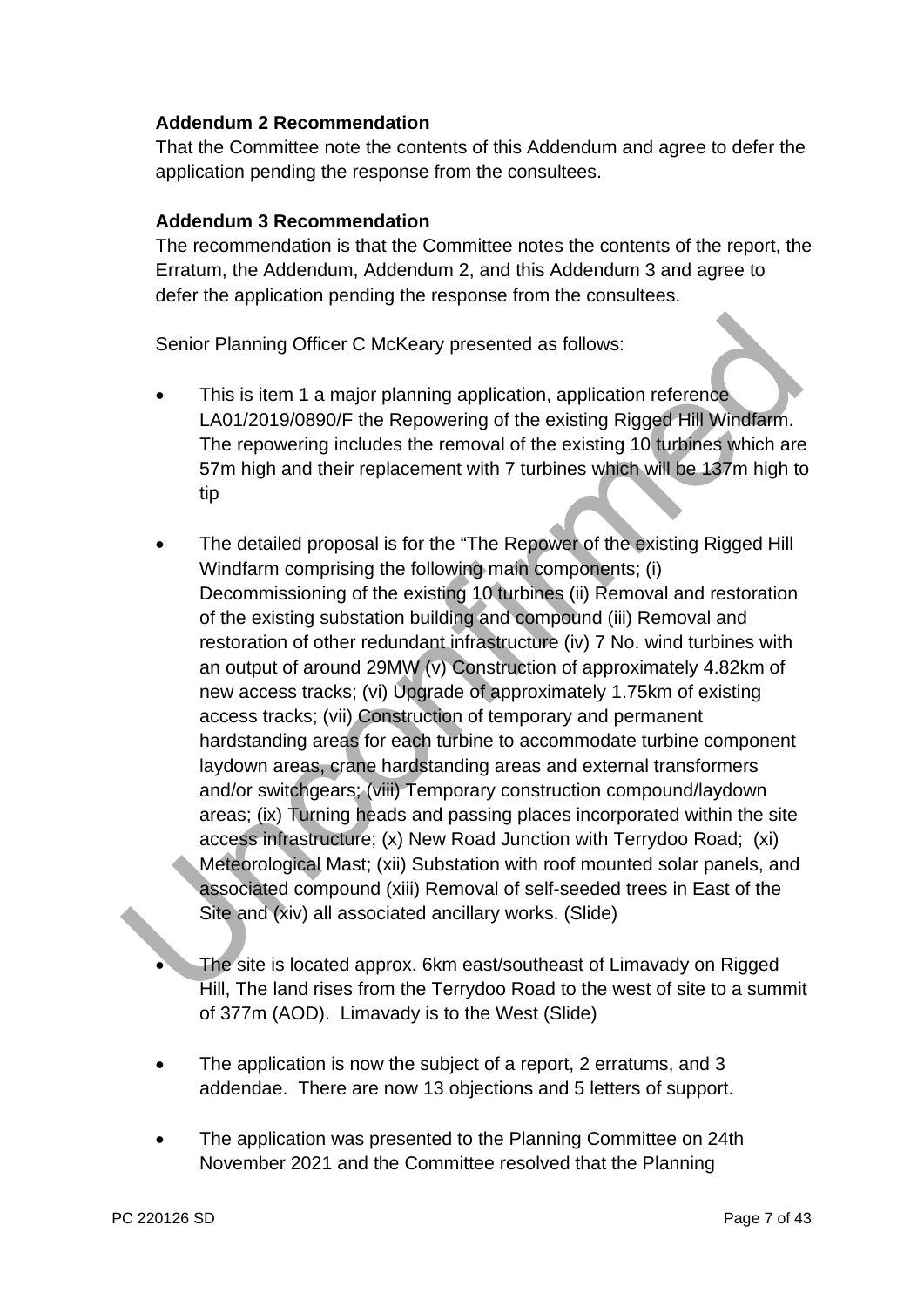**Addendum 2 Recommendation**
That the Committee note the contents of this Addendum and agree to defer the application pending the response from the consultees.

**Addendum 3 Recommendation**
The recommendation is that the Committee notes the contents of the report, the Erratum, the Addendum, Addendum 2, and this Addendum 3 and agree to defer the application pending the response from the consultees.

Senior Planning Officer C McKeary presented as follows:

- This is item 1 a major planning application, application reference LA01/2019/0890/F the Repowering of the existing Rigged Hill Windfarm. The repowering includes the removal of the existing 10 turbines which are 57m high and their replacement with 7 turbines which will be 137m high to tip

- The detailed proposal is for the "The Repower of the existing Rigged Hill Windfarm comprising the following main components; (i) Decommissioning of the existing 10 turbines (ii) Removal and restoration of the existing substation building and compound (iii) Removal and restoration of other redundant infrastructure (iv) 7 No. wind turbines with an output of around 29MW (v) Construction of approximately 4.82km of new access tracks; (vi) Upgrade of approximately 1.75km of existing access tracks; (vii) Construction of temporary and permanent hardstanding areas for each turbine to accommodate turbine component laydown areas, crane hardstanding areas and external transformers and/or switchgears; (viii) Temporary construction compound/laydown areas; (ix) Turning heads and passing places incorporated within the site access infrastructure; (x) New Road Junction with Terrydoo Road; (xi) Meteorological Mast; (xii) Substation with roof mounted solar panels, and associated compound (xiii) Removal of self-seeded trees in East of the Site and (xiv) all associated ancillary works. (Slide)

- The site is located approx. 6km east/southeast of Limavady on Rigged Hill, The land rises from the Terrydoo Road to the west of site to a summit of 377m (AOD). Limavady is to the West (Slide)

- The application is now the subject of a report, 2 erratums, and 3 addendae. There are now 13 objections and 5 letters of support.

- The application was presented to the Planning Committee on 24th November 2021 and the Committee resolved that the Planning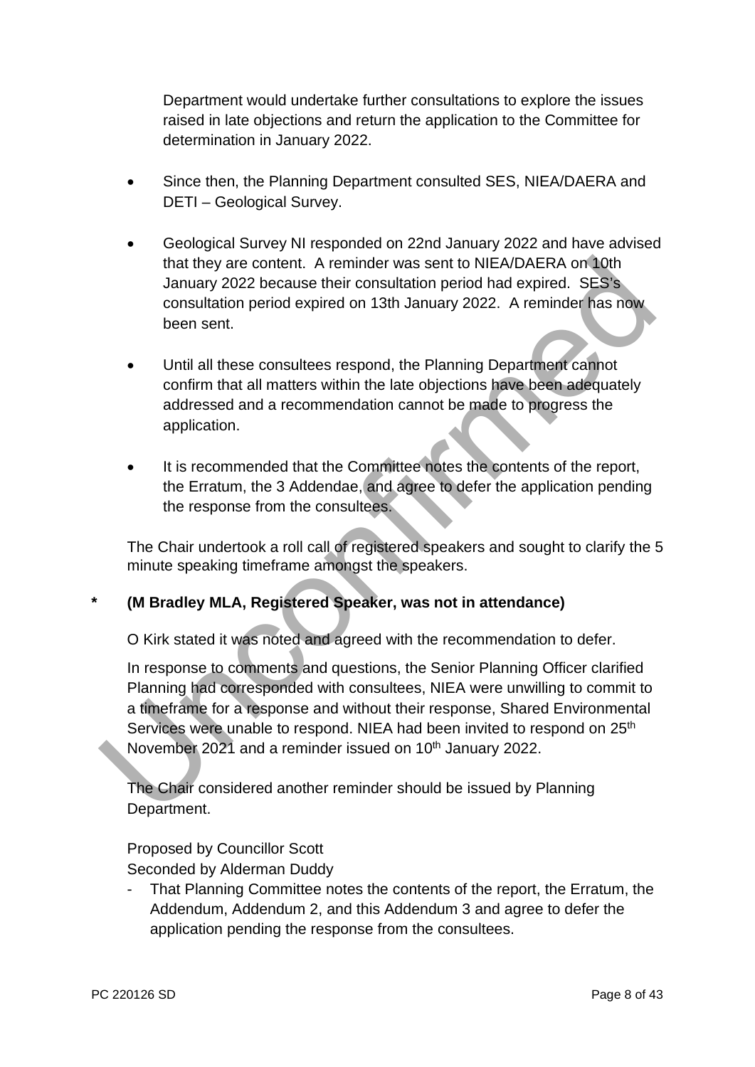Department would undertake further consultations to explore the issues raised in late objections and return the application to the Committee for determination in January 2022.

- Since then, the Planning Department consulted SES, NIEA/DAERA and DETI – Geological Survey.

- Geological Survey NI responded on 22nd January 2022 and have advised that they are content. A reminder was sent to NIEA/DAERA on 10th January 2022 because their consultation period had expired. SES's consultation period expired on 13th January 2022. A reminder has now been sent.

- Until all these consultees respond, the Planning Department cannot confirm that all matters within the late objections have been adequately addressed and a recommendation cannot be made to progress the application.

- It is recommended that the Committee notes the contents of the report, the Erratum, the 3 Addendae, and agree to defer the application pending the response from the consultees.

The Chair undertook a roll call of registered speakers and sought to clarify the 5 minute speaking timeframe amongst the speakers.

**\* (M Bradley MLA, Registered Speaker, was not in attendance)**

O Kirk stated it was noted and agreed with the recommendation to defer.

In response to comments and questions, the Senior Planning Officer clarified Planning had corresponded with consultees, NIEA were unwilling to commit to a timeframe for a response and without their response, Shared Environmental Services were unable to respond. NIEA had been invited to respond on 25th November 2021 and a reminder issued on 10th January 2022.

The Chair considered another reminder should be issued by Planning Department.

Proposed by Councillor Scott
Seconded by Alderman Duddy

- That Planning Committee notes the contents of the report, the Erratum, the Addendum, Addendum 2, and this Addendum 3 and agree to defer the application pending the response from the consultees.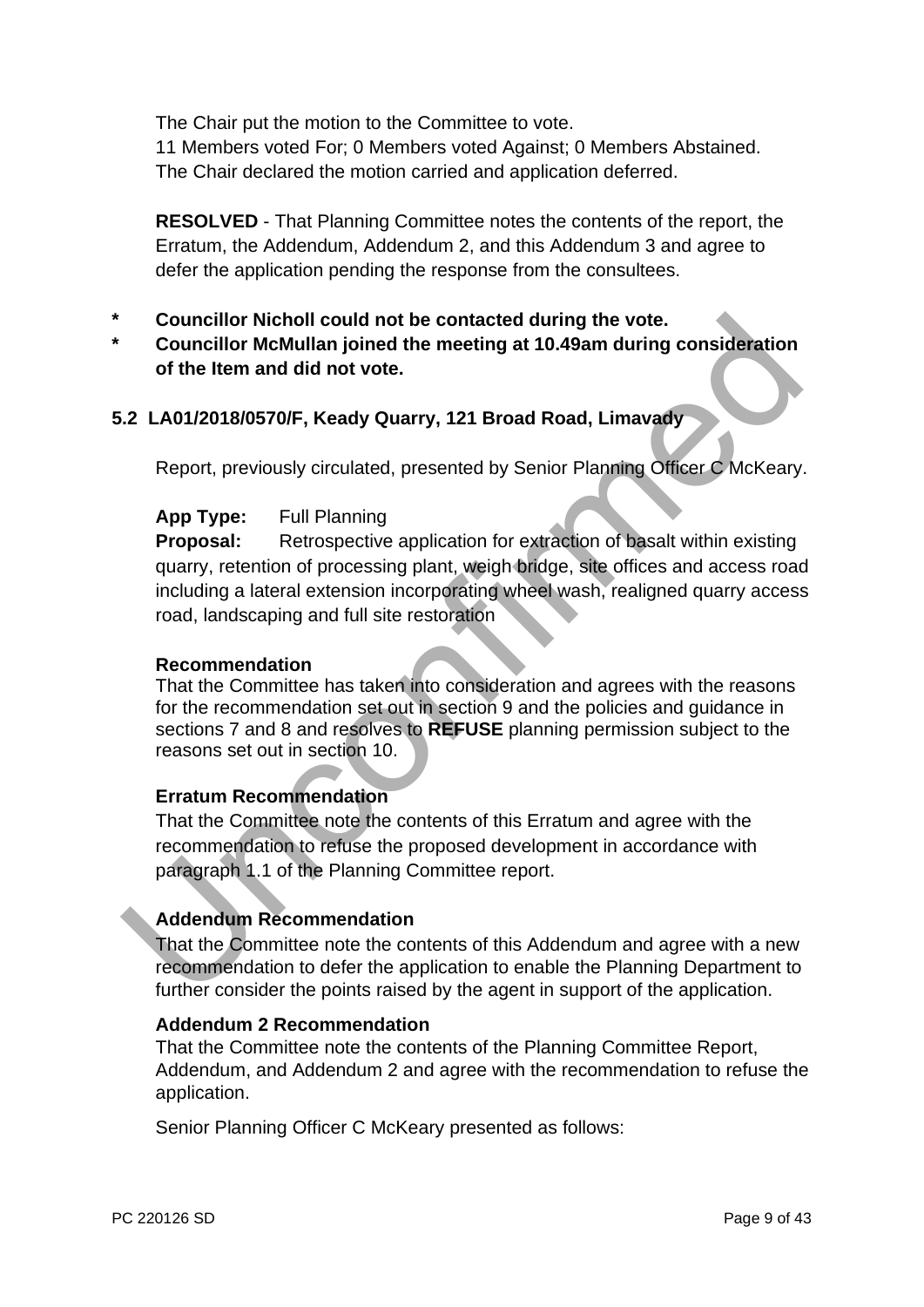The Chair put the motion to the Committee to vote.
11 Members voted For; 0 Members voted Against; 0 Members Abstained.
The Chair declared the motion carried and application deferred.

**RESOLVED** - That Planning Committee notes the contents of the report, the Erratum, the Addendum, Addendum 2, and this Addendum 3 and agree to defer the application pending the response from the consultees.

- **Councillor Nicholl could not be contacted during the vote.**
- **Councillor McMullan joined the meeting at 10.49am during consideration of the Item and did not vote.**

## 5.2 LA01/2018/0570/F, Keady Quarry, 121 Broad Road, Limavady

Report, previously circulated, presented by Senior Planning Officer C McKeary.

**App Type:** Full Planning
**Proposal:** Retrospective application for extraction of basalt within existing quarry, retention of processing plant, weigh bridge, site offices and access road including a lateral extension incorporating wheel wash, realigned quarry access road, landscaping and full site restoration

**Recommendation**
That the Committee has taken into consideration and agrees with the reasons for the recommendation set out in section 9 and the policies and guidance in sections 7 and 8 and resolves to **REFUSE** planning permission subject to the reasons set out in section 10.

**Erratum Recommendation**
That the Committee note the contents of this Erratum and agree with the recommendation to refuse the proposed development in accordance with paragraph 1.1 of the Planning Committee report.

**Addendum Recommendation**
That the Committee note the contents of this Addendum and agree with a new recommendation to defer the application to enable the Planning Department to further consider the points raised by the agent in support of the application.

**Addendum 2 Recommendation**
That the Committee note the contents of the Planning Committee Report, Addendum, and Addendum 2 and agree with the recommendation to refuse the application.

Senior Planning Officer C McKeary presented as follows: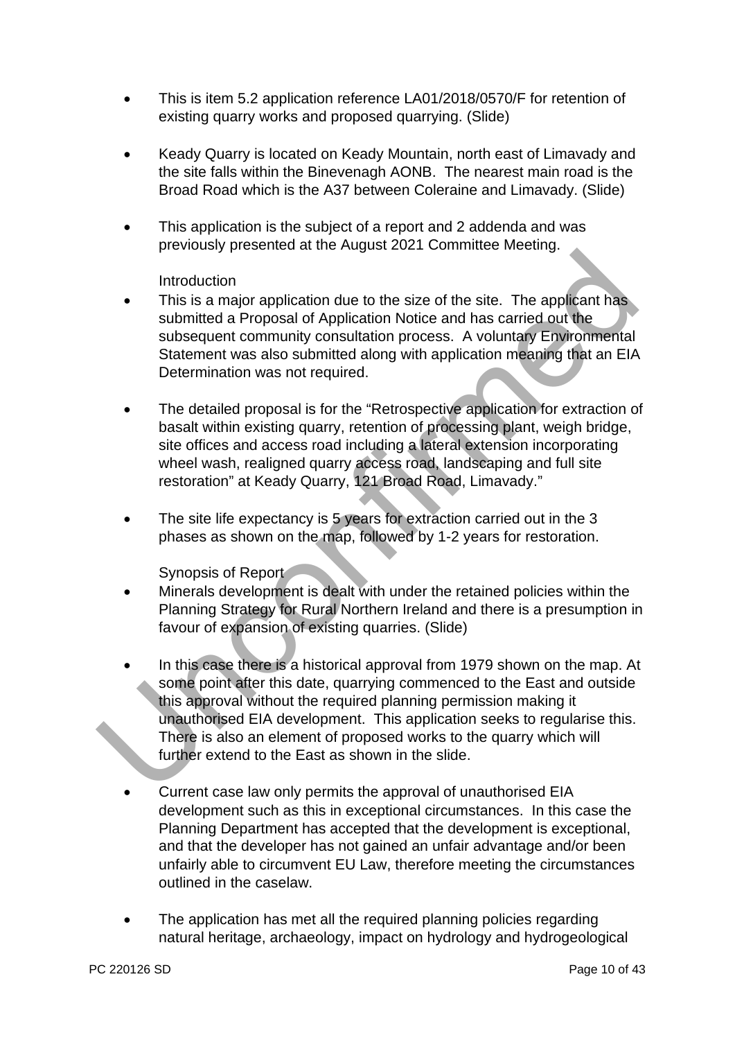- This is item 5.2 application reference LA01/2018/0570/F for retention of existing quarry works and proposed quarrying. (Slide)

- Keady Quarry is located on Keady Mountain, north east of Limavady and the site falls within the Binevenagh AONB. The nearest main road is the Broad Road which is the A37 between Coleraine and Limavady. (Slide)

- This application is the subject of a report and 2 addenda and was previously presented at the August 2021 Committee Meeting.

  Introduction

- This is a major application due to the size of the site. The applicant has submitted a Proposal of Application Notice and has carried out the subsequent community consultation process. A voluntary Environmental Statement was also submitted along with application meaning that an EIA Determination was not required.

- The detailed proposal is for the "Retrospective application for extraction of basalt within existing quarry, retention of processing plant, weigh bridge, site offices and access road including a lateral extension incorporating wheel wash, realigned quarry access road, landscaping and full site restoration" at Keady Quarry, 121 Broad Road, Limavady."

- The site life expectancy is 5 years for extraction carried out in the 3 phases as shown on the map, followed by 1-2 years for restoration.

  Synopsis of Report

- Minerals development is dealt with under the retained policies within the Planning Strategy for Rural Northern Ireland and there is a presumption in favour of expansion of existing quarries. (Slide)

- In this case there is a historical approval from 1979 shown on the map. At some point after this date, quarrying commenced to the East and outside this approval without the required planning permission making it unauthorised EIA development. This application seeks to regularise this. There is also an element of proposed works to the quarry which will further extend to the East as shown in the slide.

- Current case law only permits the approval of unauthorised EIA development such as this in exceptional circumstances. In this case the Planning Department has accepted that the development is exceptional, and that the developer has not gained an unfair advantage and/or been unfairly able to circumvent EU Law, therefore meeting the circumstances outlined in the caselaw.

- The application has met all the required planning policies regarding natural heritage, archaeology, impact on hydrology and hydrogeological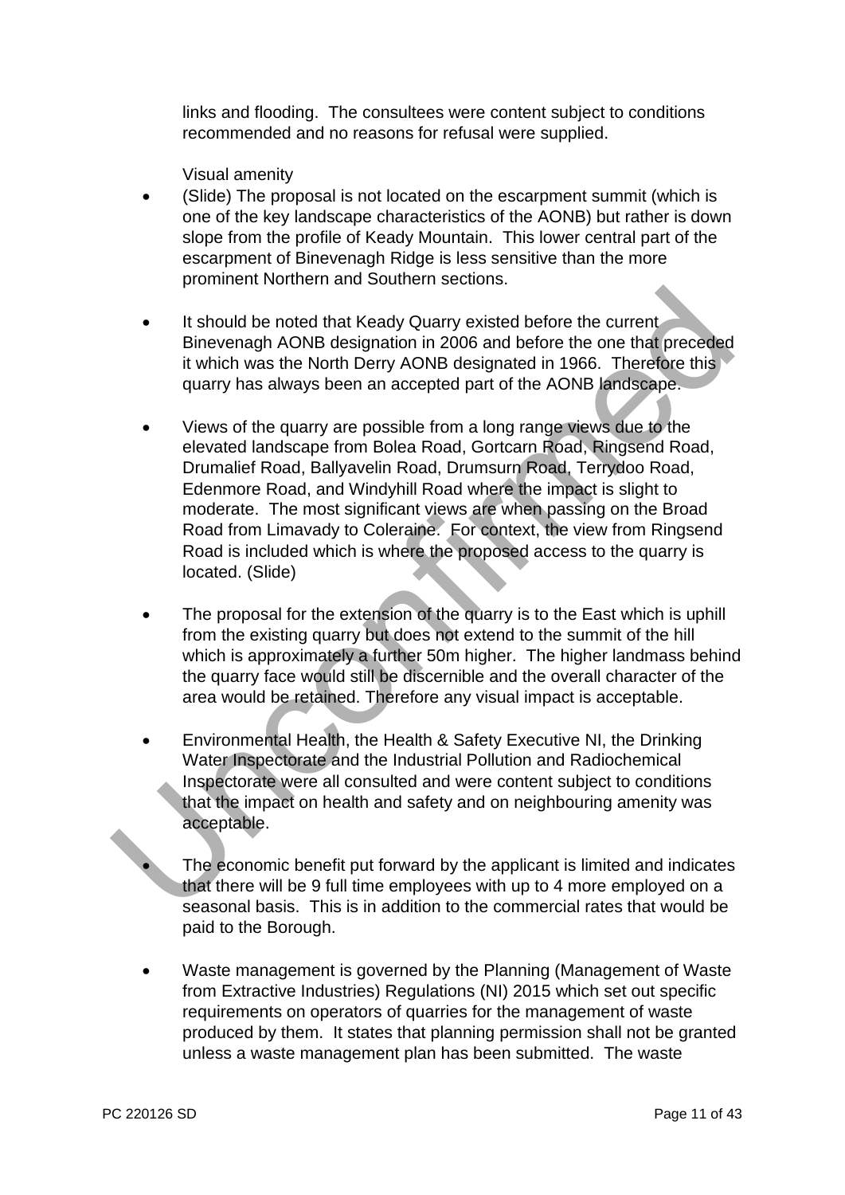links and flooding. The consultees were content subject to conditions recommended and no reasons for refusal were supplied.

Visual amenity

- (Slide) The proposal is not located on the escarpment summit (which is one of the key landscape characteristics of the AONB) but rather is down slope from the profile of Keady Mountain. This lower central part of the escarpment of Binevenagh Ridge is less sensitive than the more prominent Northern and Southern sections.

- It should be noted that Keady Quarry existed before the current Binevenagh AONB designation in 2006 and before the one that preceded it which was the North Derry AONB designated in 1966. Therefore this quarry has always been an accepted part of the AONB landscape.

- Views of the quarry are possible from a long range views due to the elevated landscape from Bolea Road, Gortcarn Road, Ringsend Road, Drumalief Road, Ballyavelin Road, Drumsurn Road, Terrydoo Road, Edenmore Road, and Windyhill Road where the impact is slight to moderate. The most significant views are when passing on the Broad Road from Limavady to Coleraine. For context, the view from Ringsend Road is included which is where the proposed access to the quarry is located. (Slide)

- The proposal for the extension of the quarry is to the East which is uphill from the existing quarry but does not extend to the summit of the hill which is approximately a further 50m higher. The higher landmass behind the quarry face would still be discernible and the overall character of the area would be retained. Therefore any visual impact is acceptable.

- Environmental Health, the Health & Safety Executive NI, the Drinking Water Inspectorate and the Industrial Pollution and Radiochemical Inspectorate were all consulted and were content subject to conditions that the impact on health and safety and on neighbouring amenity was acceptable.

- The economic benefit put forward by the applicant is limited and indicates that there will be 9 full time employees with up to 4 more employed on a seasonal basis. This is in addition to the commercial rates that would be paid to the Borough.

- Waste management is governed by the Planning (Management of Waste from Extractive Industries) Regulations (NI) 2015 which set out specific requirements on operators of quarries for the management of waste produced by them. It states that planning permission shall not be granted unless a waste management plan has been submitted. The waste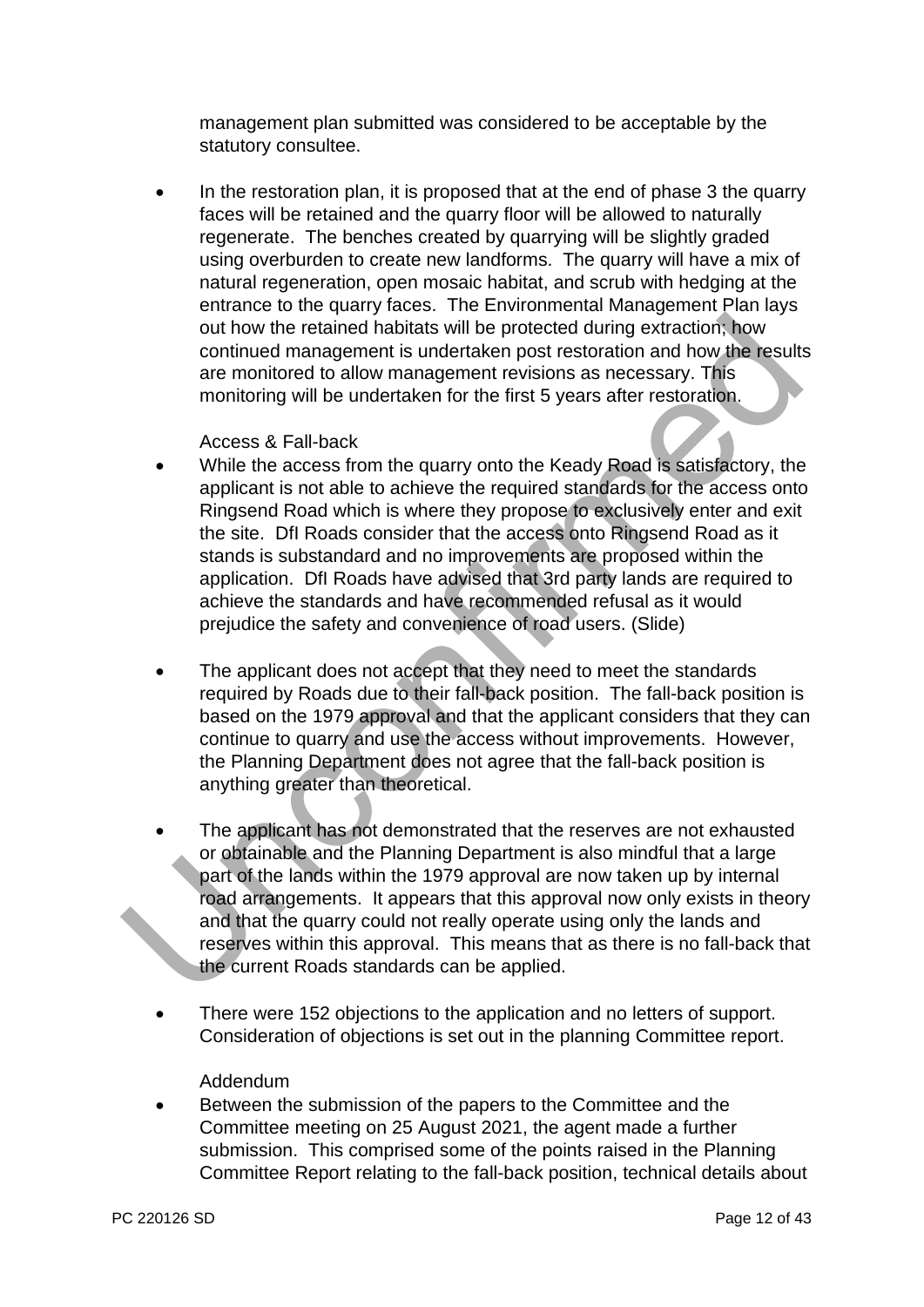management plan submitted was considered to be acceptable by the statutory consultee.

- In the restoration plan, it is proposed that at the end of phase 3 the quarry faces will be retained and the quarry floor will be allowed to naturally regenerate. The benches created by quarrying will be slightly graded using overburden to create new landforms. The quarry will have a mix of natural regeneration, open mosaic habitat, and scrub with hedging at the entrance to the quarry faces. The Environmental Management Plan lays out how the retained habitats will be protected during extraction; how continued management is undertaken post restoration and how the results are monitored to allow management revisions as necessary. This monitoring will be undertaken for the first 5 years after restoration.

Access & Fall-back

- While the access from the quarry onto the Keady Road is satisfactory, the applicant is not able to achieve the required standards for the access onto Ringsend Road which is where they propose to exclusively enter and exit the site. DfI Roads consider that the access onto Ringsend Road as it stands is substandard and no improvements are proposed within the application. DfI Roads have advised that 3rd party lands are required to achieve the standards and have recommended refusal as it would prejudice the safety and convenience of road users. (Slide)

- The applicant does not accept that they need to meet the standards required by Roads due to their fall-back position. The fall-back position is based on the 1979 approval and that the applicant considers that they can continue to quarry and use the access without improvements. However, the Planning Department does not agree that the fall-back position is anything greater than theoretical.

- The applicant has not demonstrated that the reserves are not exhausted or obtainable and the Planning Department is also mindful that a large part of the lands within the 1979 approval are now taken up by internal road arrangements. It appears that this approval now only exists in theory and that the quarry could not really operate using only the lands and reserves within this approval. This means that as there is no fall-back that the current Roads standards can be applied.

- There were 152 objections to the application and no letters of support. Consideration of objections is set out in the planning Committee report.

Addendum

- Between the submission of the papers to the Committee and the Committee meeting on 25 August 2021, the agent made a further submission. This comprised some of the points raised in the Planning Committee Report relating to the fall-back position, technical details about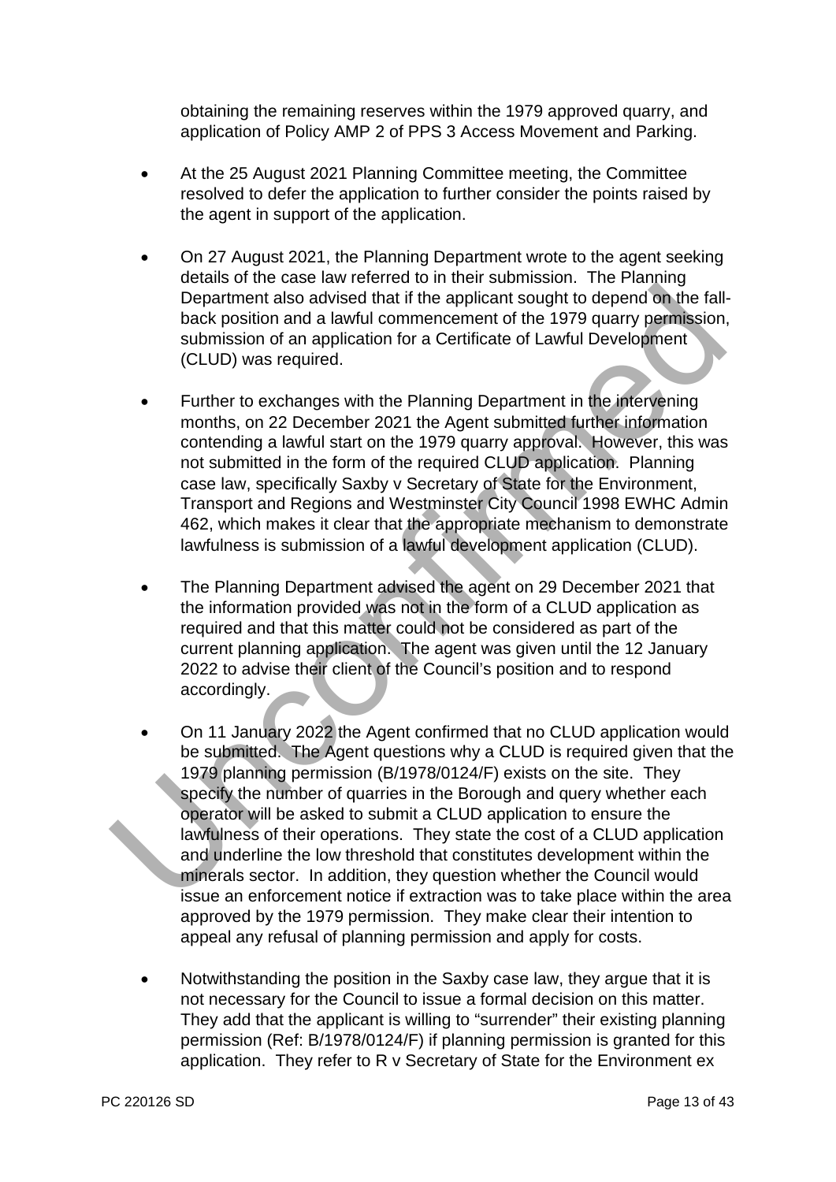obtaining the remaining reserves within the 1979 approved quarry, and application of Policy AMP 2 of PPS 3 Access Movement and Parking.

- At the 25 August 2021 Planning Committee meeting, the Committee resolved to defer the application to further consider the points raised by the agent in support of the application.

- On 27 August 2021, the Planning Department wrote to the agent seeking details of the case law referred to in their submission. The Planning Department also advised that if the applicant sought to depend on the fall-back position and a lawful commencement of the 1979 quarry permission, submission of an application for a Certificate of Lawful Development (CLUD) was required.

- Further to exchanges with the Planning Department in the intervening months, on 22 December 2021 the Agent submitted further information contending a lawful start on the 1979 quarry approval. However, this was not submitted in the form of the required CLUD application. Planning case law, specifically Saxby v Secretary of State for the Environment, Transport and Regions and Westminster City Council 1998 EWHC Admin 462, which makes it clear that the appropriate mechanism to demonstrate lawfulness is submission of a lawful development application (CLUD).

- The Planning Department advised the agent on 29 December 2021 that the information provided was not in the form of a CLUD application as required and that this matter could not be considered as part of the current planning application. The agent was given until the 12 January 2022 to advise their client of the Council's position and to respond accordingly.

- On 11 January 2022 the Agent confirmed that no CLUD application would be submitted. The Agent questions why a CLUD is required given that the 1979 planning permission (B/1978/0124/F) exists on the site. They specify the number of quarries in the Borough and query whether each operator will be asked to submit a CLUD application to ensure the lawfulness of their operations. They state the cost of a CLUD application and underline the low threshold that constitutes development within the minerals sector. In addition, they question whether the Council would issue an enforcement notice if extraction was to take place within the area approved by the 1979 permission. They make clear their intention to appeal any refusal of planning permission and apply for costs.

- Notwithstanding the position in the Saxby case law, they argue that it is not necessary for the Council to issue a formal decision on this matter. They add that the applicant is willing to "surrender" their existing planning permission (Ref: B/1978/0124/F) if planning permission is granted for this application. They refer to R v Secretary of State for the Environment ex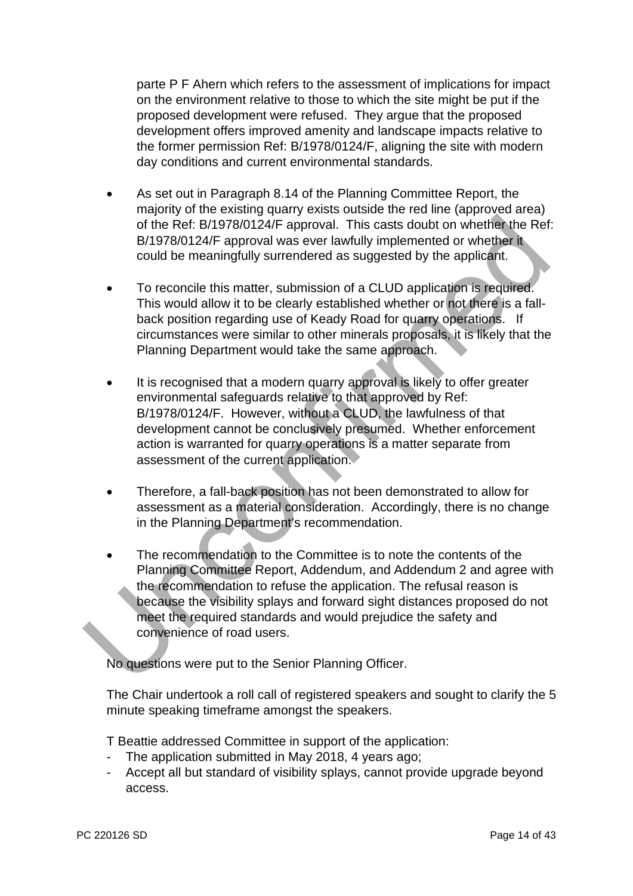parte P F Ahern which refers to the assessment of implications for impact on the environment relative to those to which the site might be put if the proposed development were refused. They argue that the proposed development offers improved amenity and landscape impacts relative to the former permission Ref: B/1978/0124/F, aligning the site with modern day conditions and current environmental standards.

- As set out in Paragraph 8.14 of the Planning Committee Report, the majority of the existing quarry exists outside the red line (approved area) of the Ref: B/1978/0124/F approval. This casts doubt on whether the Ref: B/1978/0124/F approval was ever lawfully implemented or whether it could be meaningfully surrendered as suggested by the applicant.

- To reconcile this matter, submission of a CLUD application is required. This would allow it to be clearly established whether or not there is a fall-back position regarding use of Keady Road for quarry operations. If circumstances were similar to other minerals proposals, it is likely that the Planning Department would take the same approach.

- It is recognised that a modern quarry approval is likely to offer greater environmental safeguards relative to that approved by Ref: B/1978/0124/F. However, without a CLUD, the lawfulness of that development cannot be conclusively presumed. Whether enforcement action is warranted for quarry operations is a matter separate from assessment of the current application.

- Therefore, a fall-back position has not been demonstrated to allow for assessment as a material consideration. Accordingly, there is no change in the Planning Department's recommendation.

- The recommendation to the Committee is to note the contents of the Planning Committee Report, Addendum, and Addendum 2 and agree with the recommendation to refuse the application. The refusal reason is because the visibility splays and forward sight distances proposed do not meet the required standards and would prejudice the safety and convenience of road users.

No questions were put to the Senior Planning Officer.

The Chair undertook a roll call of registered speakers and sought to clarify the 5 minute speaking timeframe amongst the speakers.

T Beattie addressed Committee in support of the application:

- The application submitted in May 2018, 4 years ago;
- Accept all but standard of visibility splays, cannot provide upgrade beyond access.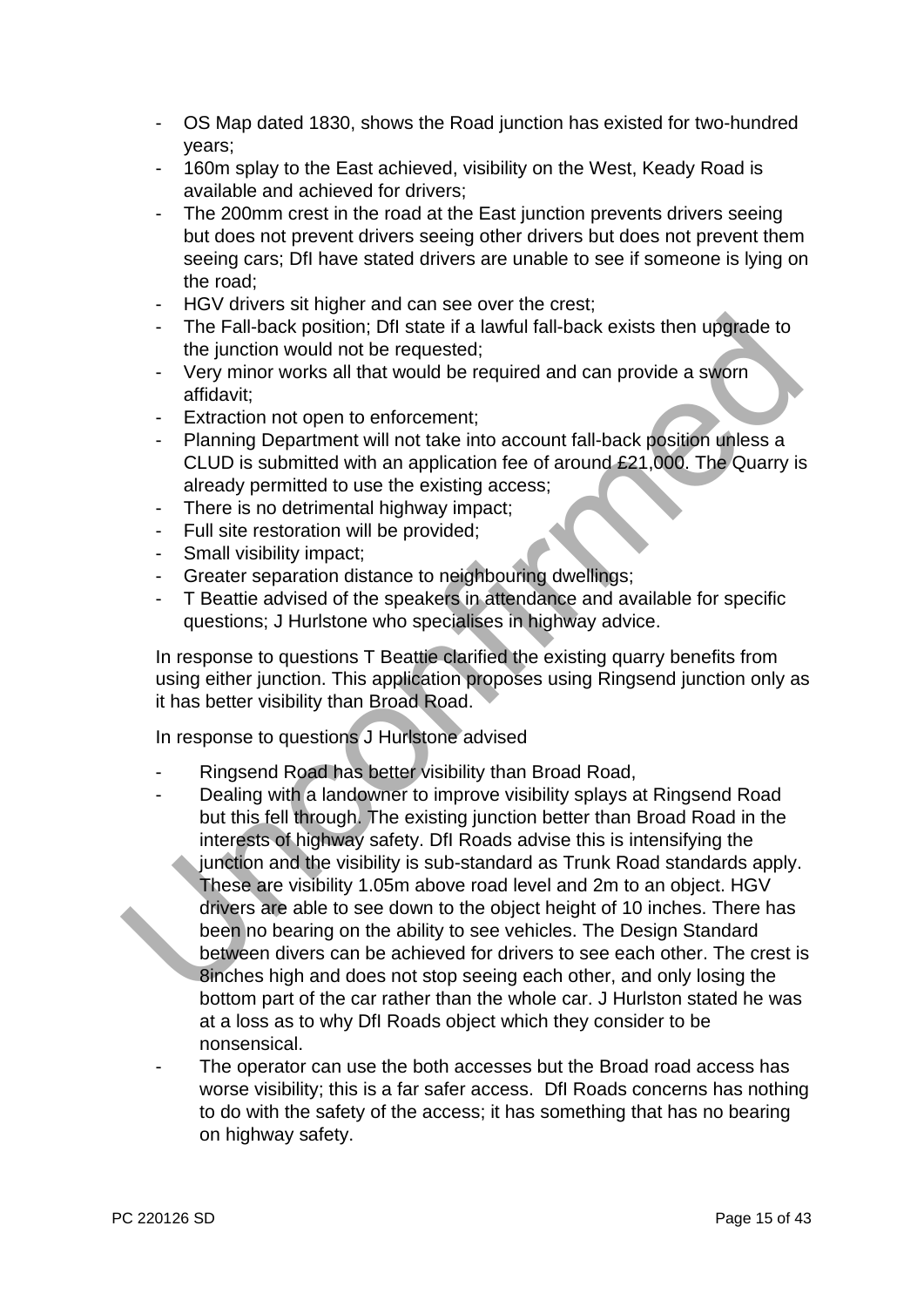- OS Map dated 1830, shows the Road junction has existed for two-hundred years;
- 160m splay to the East achieved, visibility on the West, Keady Road is available and achieved for drivers;
- The 200mm crest in the road at the East junction prevents drivers seeing but does not prevent drivers seeing other drivers but does not prevent them seeing cars; DfI have stated drivers are unable to see if someone is lying on the road;
- HGV drivers sit higher and can see over the crest;
- The Fall-back position; DfI state if a lawful fall-back exists then upgrade to the junction would not be requested;
- Very minor works all that would be required and can provide a sworn affidavit;
- Extraction not open to enforcement;
- Planning Department will not take into account fall-back position unless a CLUD is submitted with an application fee of around £21,000. The Quarry is already permitted to use the existing access;
- There is no detrimental highway impact;
- Full site restoration will be provided;
- Small visibility impact;
- Greater separation distance to neighbouring dwellings;
- T Beattie advised of the speakers in attendance and available for specific questions; J Hurlstone who specialises in highway advice.

In response to questions T Beattie clarified the existing quarry benefits from using either junction. This application proposes using Ringsend junction only as it has better visibility than Broad Road.

In response to questions J Hurlstone advised

- Ringsend Road has better visibility than Broad Road,
- Dealing with a landowner to improve visibility splays at Ringsend Road but this fell through. The existing junction better than Broad Road in the interests of highway safety. DfI Roads advise this is intensifying the junction and the visibility is sub-standard as Trunk Road standards apply. These are visibility 1.05m above road level and 2m to an object. HGV drivers are able to see down to the object height of 10 inches. There has been no bearing on the ability to see vehicles. The Design Standard between divers can be achieved for drivers to see each other. The crest is 8inches high and does not stop seeing each other, and only losing the bottom part of the car rather than the whole car. J Hurlston stated he was at a loss as to why DfI Roads object which they consider to be nonsensical.
- The operator can use the both accesses but the Broad road access has worse visibility; this is a far safer access. DfI Roads concerns has nothing to do with the safety of the access; it has something that has no bearing on highway safety.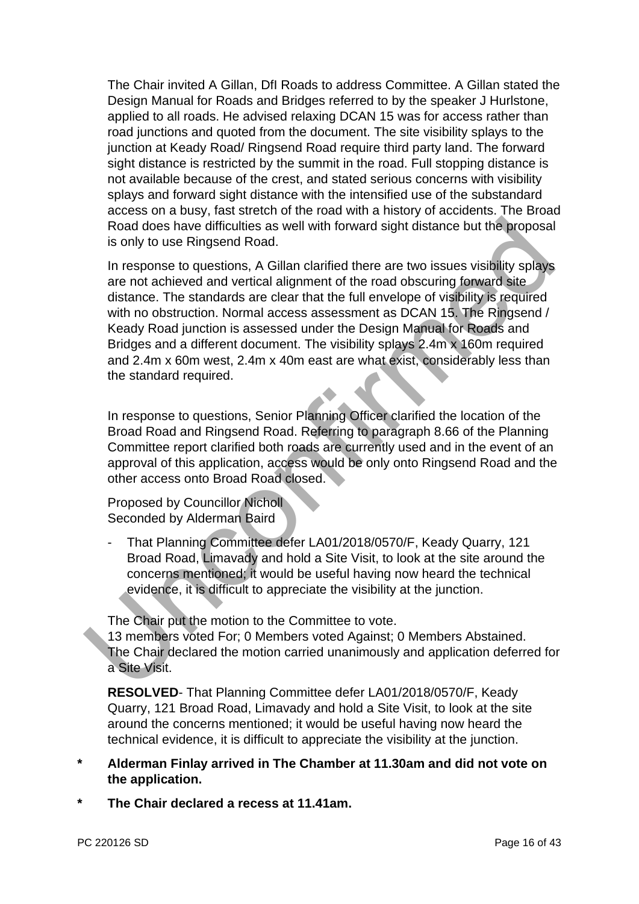The Chair invited A Gillan, DfI Roads to address Committee. A Gillan stated the Design Manual for Roads and Bridges referred to by the speaker J Hurlstone, applied to all roads. He advised relaxing DCAN 15 was for access rather than road junctions and quoted from the document. The site visibility splays to the junction at Keady Road/ Ringsend Road require third party land. The forward sight distance is restricted by the summit in the road. Full stopping distance is not available because of the crest, and stated serious concerns with visibility splays and forward sight distance with the intensified use of the substandard access on a busy, fast stretch of the road with a history of accidents. The Broad Road does have difficulties as well with forward sight distance but the proposal is only to use Ringsend Road.

In response to questions, A Gillan clarified there are two issues visibility splays are not achieved and vertical alignment of the road obscuring forward site distance. The standards are clear that the full envelope of visibility is required with no obstruction. Normal access assessment as DCAN 15. The Ringsend / Keady Road junction is assessed under the Design Manual for Roads and Bridges and a different document. The visibility splays 2.4m x 160m required and 2.4m x 60m west, 2.4m x 40m east are what exist, considerably less than the standard required.

In response to questions, Senior Planning Officer clarified the location of the Broad Road and Ringsend Road. Referring to paragraph 8.66 of the Planning Committee report clarified both roads are currently used and in the event of an approval of this application, access would be only onto Ringsend Road and the other access onto Broad Road closed.

Proposed by Councillor Nicholl
Seconded by Alderman Baird

- That Planning Committee defer LA01/2018/0570/F, Keady Quarry, 121 Broad Road, Limavady and hold a Site Visit, to look at the site around the concerns mentioned; it would be useful having now heard the technical evidence, it is difficult to appreciate the visibility at the junction.

The Chair put the motion to the Committee to vote.
13 members voted For; 0 Members voted Against; 0 Members Abstained.
The Chair declared the motion carried unanimously and application deferred for a Site Visit.

**RESOLVED**- That Planning Committee defer LA01/2018/0570/F, Keady Quarry, 121 Broad Road, Limavady and hold a Site Visit, to look at the site around the concerns mentioned; it would be useful having now heard the technical evidence, it is difficult to appreciate the visibility at the junction.

\* **Alderman Finlay arrived in The Chamber at 11.30am and did not vote on the application.**

\* **The Chair declared a recess at 11.41am.**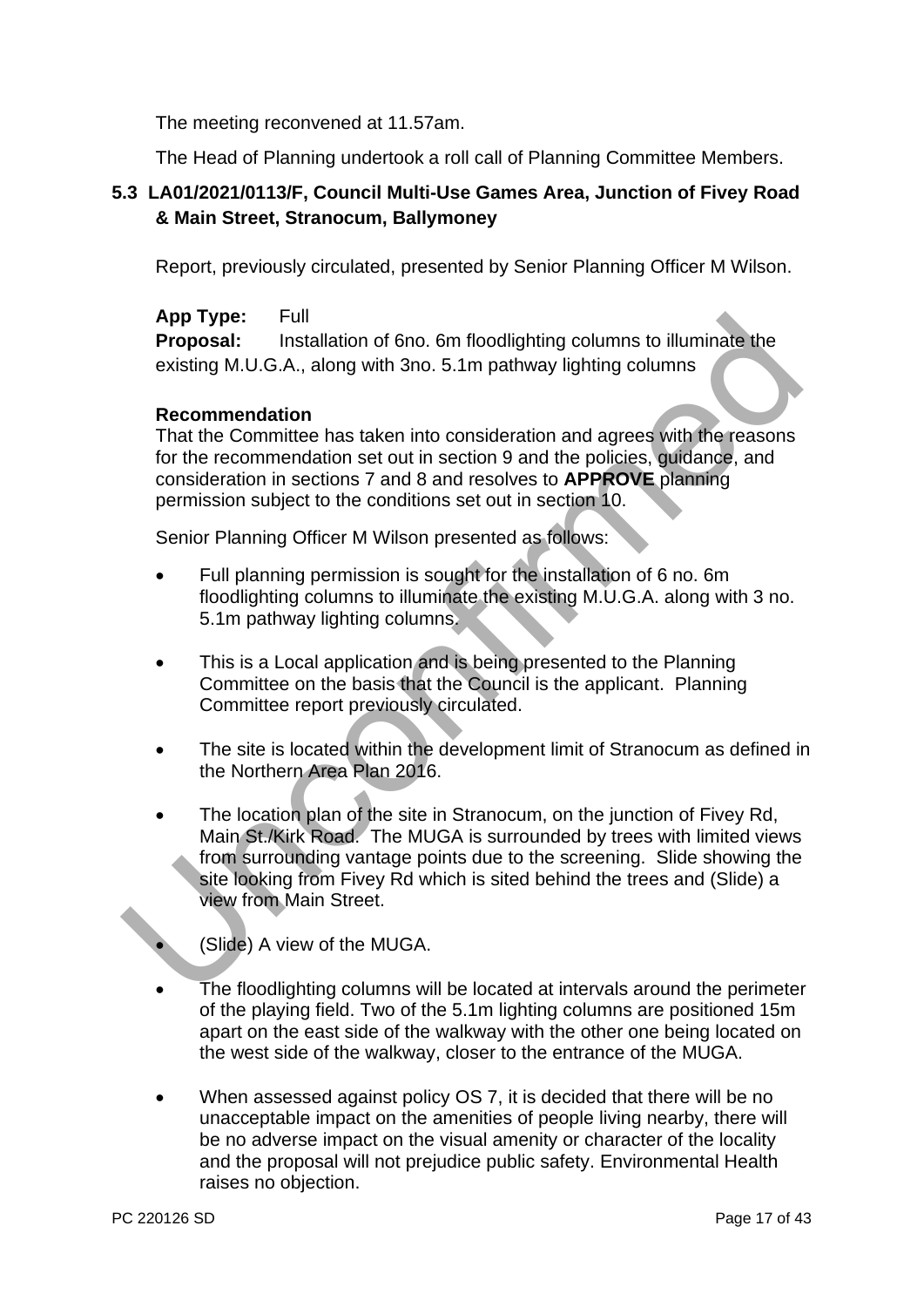The meeting reconvened at 11.57am.

The Head of Planning undertook a roll call of Planning Committee Members.

### 5.3 LA01/2021/0113/F, Council Multi-Use Games Area, Junction of Fivey Road & Main Street, Stranocum, Ballymoney

Report, previously circulated, presented by Senior Planning Officer M Wilson.

**App Type:** Full
**Proposal:** Installation of 6no. 6m floodlighting columns to illuminate the existing M.U.G.A., along with 3no. 5.1m pathway lighting columns

**Recommendation**
That the Committee has taken into consideration and agrees with the reasons for the recommendation set out in section 9 and the policies, guidance, and consideration in sections 7 and 8 and resolves to **APPROVE** planning permission subject to the conditions set out in section 10.

Senior Planning Officer M Wilson presented as follows:

- Full planning permission is sought for the installation of 6 no. 6m floodlighting columns to illuminate the existing M.U.G.A. along with 3 no. 5.1m pathway lighting columns.
- This is a Local application and is being presented to the Planning Committee on the basis that the Council is the applicant. Planning Committee report previously circulated.
- The site is located within the development limit of Stranocum as defined in the Northern Area Plan 2016.
- The location plan of the site in Stranocum, on the junction of Fivey Rd, Main St./Kirk Road. The MUGA is surrounded by trees with limited views from surrounding vantage points due to the screening. Slide showing the site looking from Fivey Rd which is sited behind the trees and (Slide) a view from Main Street.
- (Slide) A view of the MUGA.
- The floodlighting columns will be located at intervals around the perimeter of the playing field. Two of the 5.1m lighting columns are positioned 15m apart on the east side of the walkway with the other one being located on the west side of the walkway, closer to the entrance of the MUGA.
- When assessed against policy OS 7, it is decided that there will be no unacceptable impact on the amenities of people living nearby, there will be no adverse impact on the visual amenity or character of the locality and the proposal will not prejudice public safety. Environmental Health raises no objection.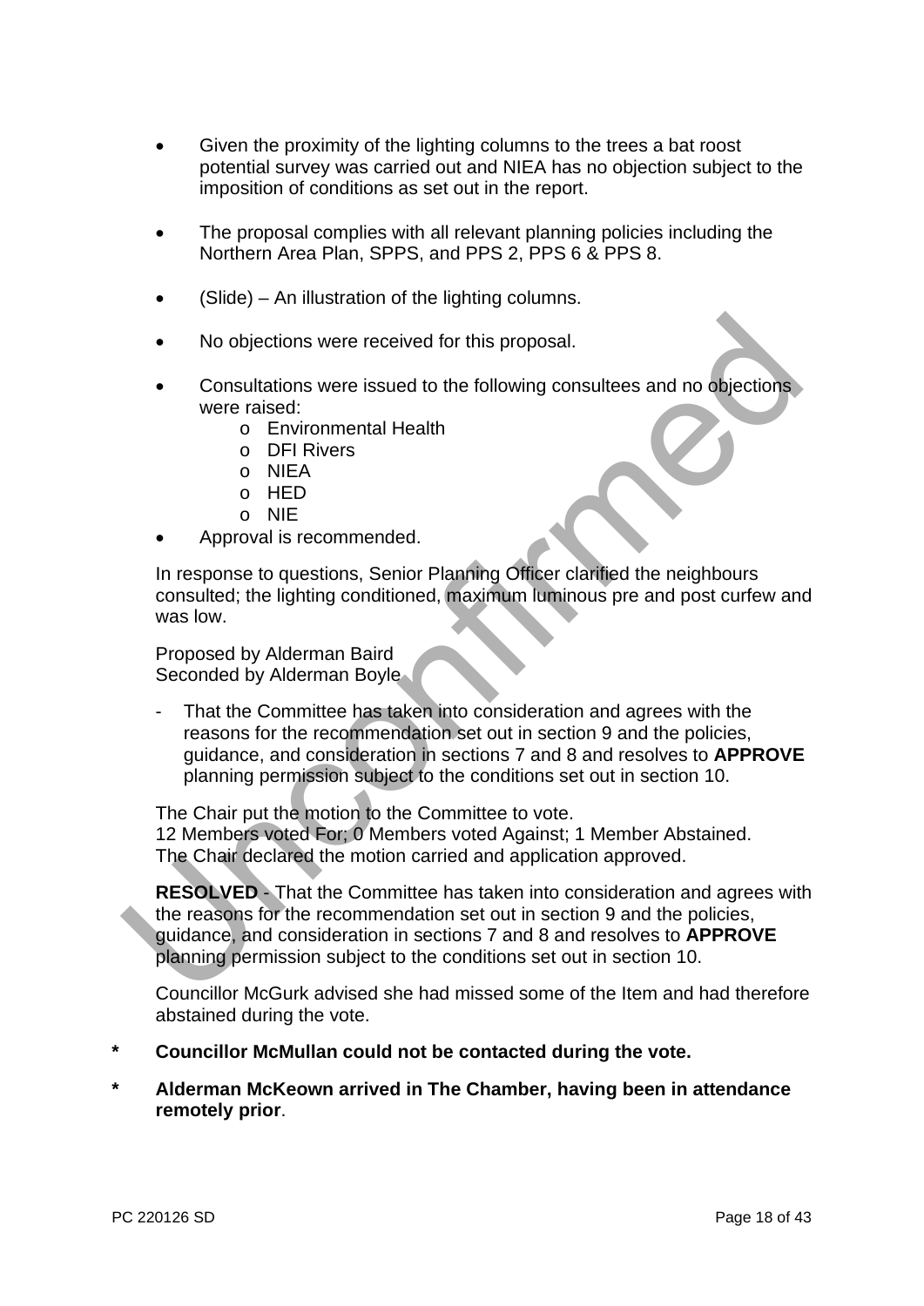- Given the proximity of the lighting columns to the trees a bat roost potential survey was carried out and NIEA has no objection subject to the imposition of conditions as set out in the report.
- The proposal complies with all relevant planning policies including the Northern Area Plan, SPPS, and PPS 2, PPS 6 & PPS 8.
- (Slide) – An illustration of the lighting columns.
- No objections were received for this proposal.
- Consultations were issued to the following consultees and no objections were raised:
  - Environmental Health
  - DFI Rivers
  - NIEA
  - HED
  - NIE
- Approval is recommended.

In response to questions, Senior Planning Officer clarified the neighbours consulted; the lighting conditioned, maximum luminous pre and post curfew and was low.

Proposed by Alderman Baird
Seconded by Alderman Boyle

- That the Committee has taken into consideration and agrees with the reasons for the recommendation set out in section 9 and the policies, guidance, and consideration in sections 7 and 8 and resolves to **APPROVE** planning permission subject to the conditions set out in section 10.

The Chair put the motion to the Committee to vote.
12 Members voted For; 0 Members voted Against; 1 Member Abstained.
The Chair declared the motion carried and application approved.

**RESOLVED** - That the Committee has taken into consideration and agrees with the reasons for the recommendation set out in section 9 and the policies, guidance, and consideration in sections 7 and 8 and resolves to **APPROVE** planning permission subject to the conditions set out in section 10.

Councillor McGurk advised she had missed some of the Item and had therefore abstained during the vote.

\* **Councillor McMullan could not be contacted during the vote.**

\* **Alderman McKeown arrived in The Chamber, having been in attendance remotely prior**.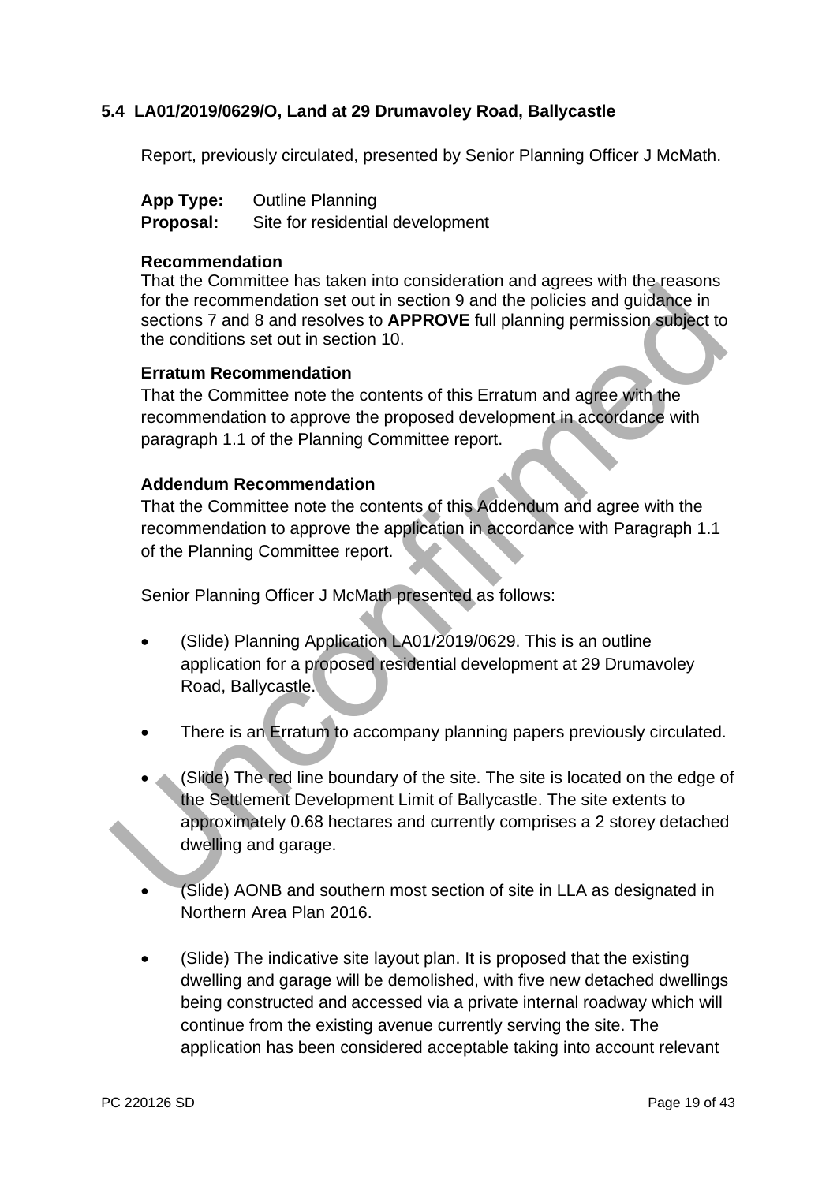### 5.4 LA01/2019/0629/O, Land at 29 Drumavoley Road, Ballycastle

Report, previously circulated, presented by Senior Planning Officer J McMath.

**App Type:** Outline Planning
**Proposal:** Site for residential development

**Recommendation**
That the Committee has taken into consideration and agrees with the reasons for the recommendation set out in section 9 and the policies and guidance in sections 7 and 8 and resolves to **APPROVE** full planning permission subject to the conditions set out in section 10.

**Erratum Recommendation**
That the Committee note the contents of this Erratum and agree with the recommendation to approve the proposed development in accordance with paragraph 1.1 of the Planning Committee report.

**Addendum Recommendation**
That the Committee note the contents of this Addendum and agree with the recommendation to approve the application in accordance with Paragraph 1.1 of the Planning Committee report.

Senior Planning Officer J McMath presented as follows:

- (Slide) Planning Application LA01/2019/0629. This is an outline application for a proposed residential development at 29 Drumavoley Road, Ballycastle.
- There is an Erratum to accompany planning papers previously circulated.
- (Slide) The red line boundary of the site. The site is located on the edge of the Settlement Development Limit of Ballycastle. The site extents to approximately 0.68 hectares and currently comprises a 2 storey detached dwelling and garage.
- (Slide) AONB and southern most section of site in LLA as designated in Northern Area Plan 2016.
- (Slide) The indicative site layout plan. It is proposed that the existing dwelling and garage will be demolished, with five new detached dwellings being constructed and accessed via a private internal roadway which will continue from the existing avenue currently serving the site. The application has been considered acceptable taking into account relevant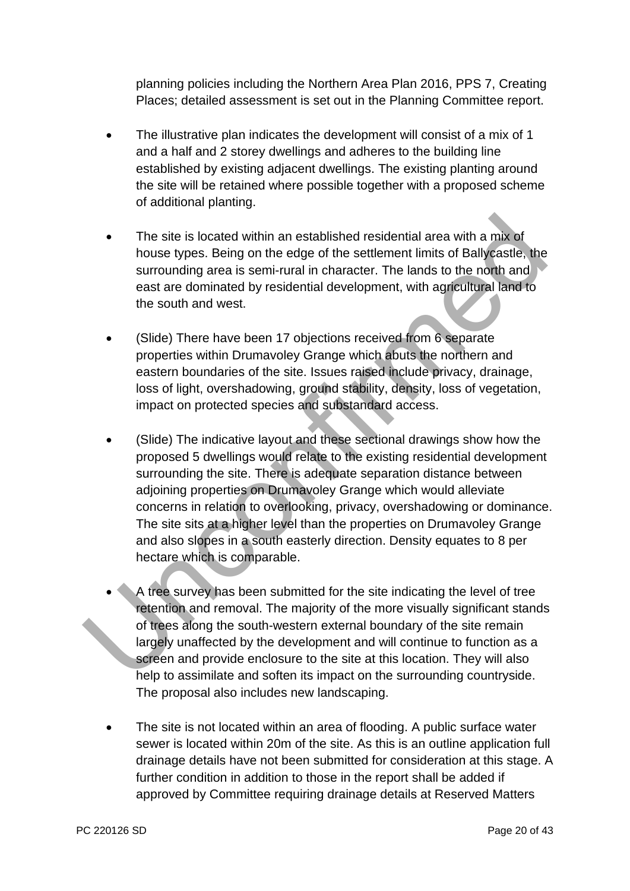planning policies including the Northern Area Plan 2016, PPS 7, Creating Places; detailed assessment is set out in the Planning Committee report.

- The illustrative plan indicates the development will consist of a mix of 1 and a half and 2 storey dwellings and adheres to the building line established by existing adjacent dwellings. The existing planting around the site will be retained where possible together with a proposed scheme of additional planting.

- The site is located within an established residential area with a mix of house types. Being on the edge of the settlement limits of Ballycastle, the surrounding area is semi-rural in character. The lands to the north and east are dominated by residential development, with agricultural land to the south and west.

- (Slide) There have been 17 objections received from 6 separate properties within Drumavoley Grange which abuts the northern and eastern boundaries of the site. Issues raised include privacy, drainage, loss of light, overshadowing, ground stability, density, loss of vegetation, impact on protected species and substandard access.

- (Slide) The indicative layout and these sectional drawings show how the proposed 5 dwellings would relate to the existing residential development surrounding the site. There is adequate separation distance between adjoining properties on Drumavoley Grange which would alleviate concerns in relation to overlooking, privacy, overshadowing or dominance. The site sits at a higher level than the properties on Drumavoley Grange and also slopes in a south easterly direction. Density equates to 8 per hectare which is comparable.

- A tree survey has been submitted for the site indicating the level of tree retention and removal. The majority of the more visually significant stands of trees along the south-western external boundary of the site remain largely unaffected by the development and will continue to function as a screen and provide enclosure to the site at this location. They will also help to assimilate and soften its impact on the surrounding countryside. The proposal also includes new landscaping.

- The site is not located within an area of flooding. A public surface water sewer is located within 20m of the site. As this is an outline application full drainage details have not been submitted for consideration at this stage. A further condition in addition to those in the report shall be added if approved by Committee requiring drainage details at Reserved Matters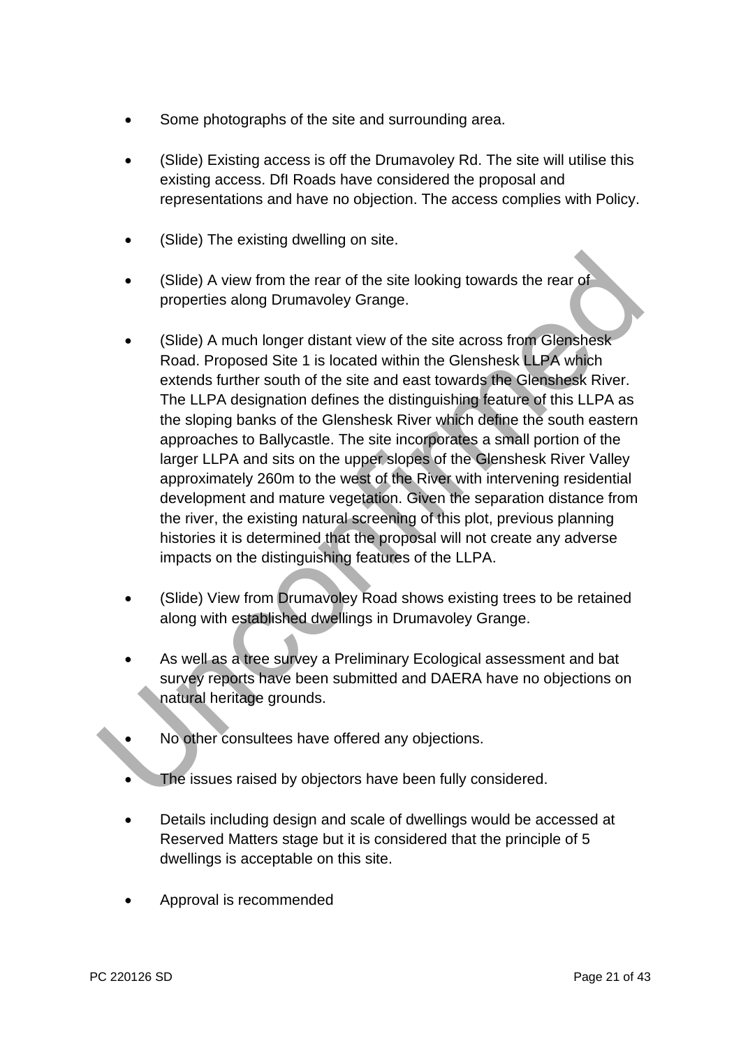- Some photographs of the site and surrounding area.

- (Slide) Existing access is off the Drumavoley Rd. The site will utilise this existing access. DfI Roads have considered the proposal and representations and have no objection. The access complies with Policy.

- (Slide) The existing dwelling on site.

- (Slide) A view from the rear of the site looking towards the rear of properties along Drumavoley Grange.

- (Slide) A much longer distant view of the site across from Glenshesk Road. Proposed Site 1 is located within the Glenshesk LLPA which extends further south of the site and east towards the Glenshesk River. The LLPA designation defines the distinguishing feature of this LLPA as the sloping banks of the Glenshesk River which define the south eastern approaches to Ballycastle. The site incorporates a small portion of the larger LLPA and sits on the upper slopes of the Glenshesk River Valley approximately 260m to the west of the River with intervening residential development and mature vegetation. Given the separation distance from the river, the existing natural screening of this plot, previous planning histories it is determined that the proposal will not create any adverse impacts on the distinguishing features of the LLPA.

- (Slide) View from Drumavoley Road shows existing trees to be retained along with established dwellings in Drumavoley Grange.

- As well as a tree survey a Preliminary Ecological assessment and bat survey reports have been submitted and DAERA have no objections on natural heritage grounds.

- No other consultees have offered any objections.

- The issues raised by objectors have been fully considered.

- Details including design and scale of dwellings would be accessed at Reserved Matters stage but it is considered that the principle of 5 dwellings is acceptable on this site.

- Approval is recommended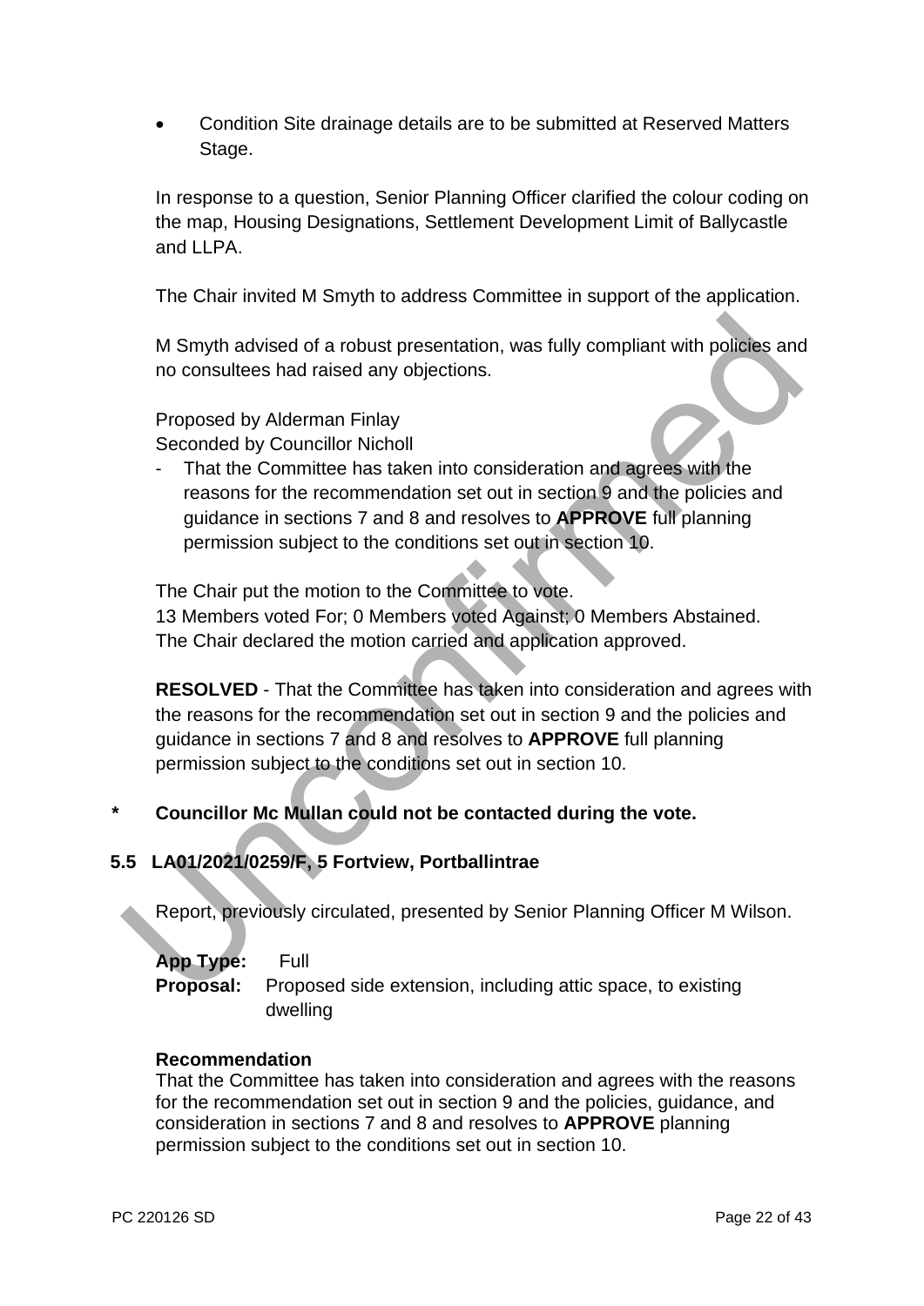- Condition Site drainage details are to be submitted at Reserved Matters Stage.

In response to a question, Senior Planning Officer clarified the colour coding on the map, Housing Designations, Settlement Development Limit of Ballycastle and LLPA.

The Chair invited M Smyth to address Committee in support of the application.

M Smyth advised of a robust presentation, was fully compliant with policies and no consultees had raised any objections.

Proposed by Alderman Finlay
Seconded by Councillor Nicholl

- That the Committee has taken into consideration and agrees with the reasons for the recommendation set out in section 9 and the policies and guidance in sections 7 and 8 and resolves to **APPROVE** full planning permission subject to the conditions set out in section 10.

The Chair put the motion to the Committee to vote.
13 Members voted For; 0 Members voted Against; 0 Members Abstained.
The Chair declared the motion carried and application approved.

**RESOLVED** - That the Committee has taken into consideration and agrees with the reasons for the recommendation set out in section 9 and the policies and guidance in sections 7 and 8 and resolves to **APPROVE** full planning permission subject to the conditions set out in section 10.

**\* Councillor Mc Mullan could not be contacted during the vote.**

### 5.5 LA01/2021/0259/F, 5 Fortview, Portballintrae

Report, previously circulated, presented by Senior Planning Officer M Wilson.

**App Type:** Full
**Proposal:** Proposed side extension, including attic space, to existing dwelling

**Recommendation**
That the Committee has taken into consideration and agrees with the reasons for the recommendation set out in section 9 and the policies, guidance, and consideration in sections 7 and 8 and resolves to **APPROVE** planning permission subject to the conditions set out in section 10.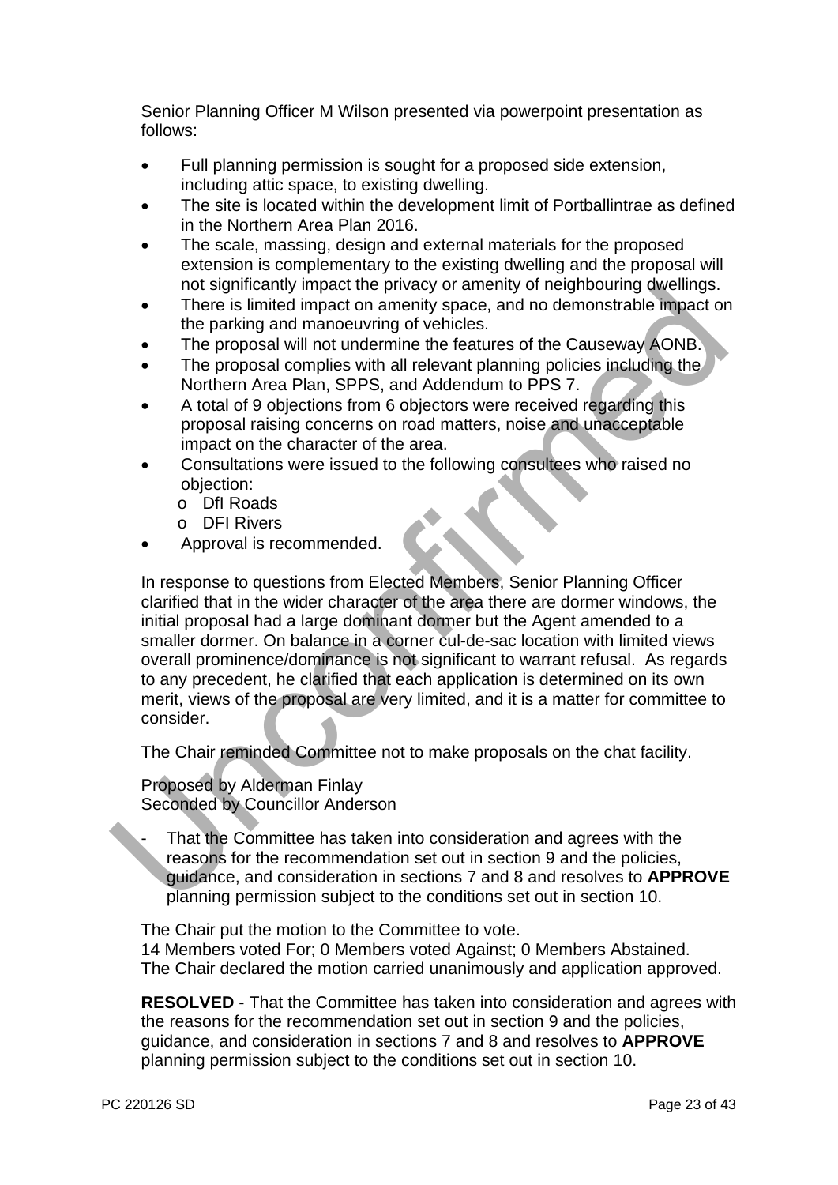Senior Planning Officer M Wilson presented via powerpoint presentation as follows:

- Full planning permission is sought for a proposed side extension, including attic space, to existing dwelling.
- The site is located within the development limit of Portballintrae as defined in the Northern Area Plan 2016.
- The scale, massing, design and external materials for the proposed extension is complementary to the existing dwelling and the proposal will not significantly impact the privacy or amenity of neighbouring dwellings.
- There is limited impact on amenity space, and no demonstrable impact on the parking and manoeuvring of vehicles.
- The proposal will not undermine the features of the Causeway AONB.
- The proposal complies with all relevant planning policies including the Northern Area Plan, SPPS, and Addendum to PPS 7.
- A total of 9 objections from 6 objectors were received regarding this proposal raising concerns on road matters, noise and unacceptable impact on the character of the area.
- Consultations were issued to the following consultees who raised no objection:
    - DfI Roads
    - DFI Rivers
- Approval is recommended.

In response to questions from Elected Members, Senior Planning Officer clarified that in the wider character of the area there are dormer windows, the initial proposal had a large dominant dormer but the Agent amended to a smaller dormer. On balance in a corner cul-de-sac location with limited views overall prominence/dominance is not significant to warrant refusal. As regards to any precedent, he clarified that each application is determined on its own merit, views of the proposal are very limited, and it is a matter for committee to consider.

The Chair reminded Committee not to make proposals on the chat facility.

Proposed by Alderman Finlay
Seconded by Councillor Anderson

- That the Committee has taken into consideration and agrees with the reasons for the recommendation set out in section 9 and the policies, guidance, and consideration in sections 7 and 8 and resolves to **APPROVE** planning permission subject to the conditions set out in section 10.

The Chair put the motion to the Committee to vote.
14 Members voted For; 0 Members voted Against; 0 Members Abstained.
The Chair declared the motion carried unanimously and application approved.

**RESOLVED** - That the Committee has taken into consideration and agrees with the reasons for the recommendation set out in section 9 and the policies, guidance, and consideration in sections 7 and 8 and resolves to **APPROVE** planning permission subject to the conditions set out in section 10.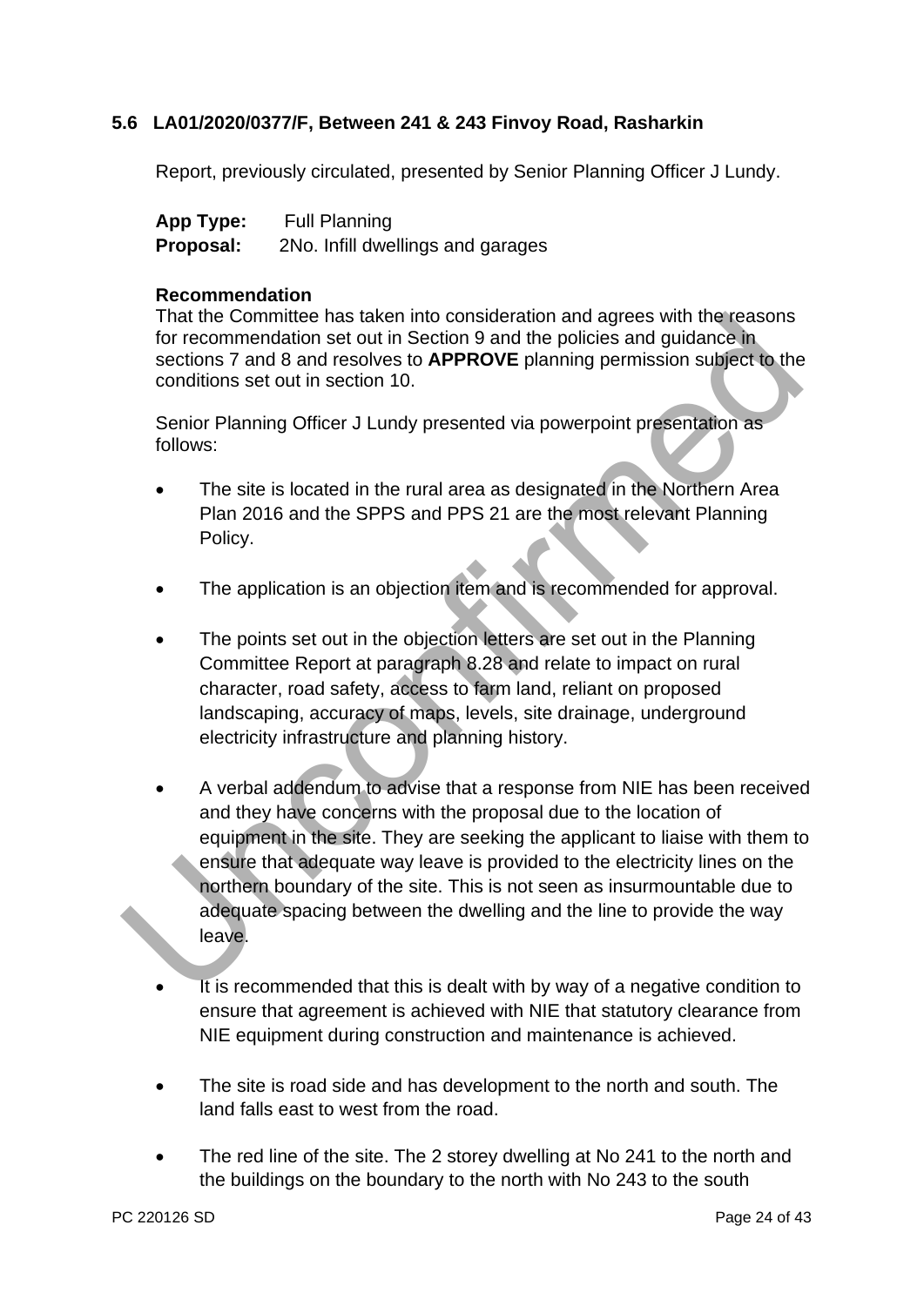### 5.6 LA01/2020/0377/F, Between 241 & 243 Finvoy Road, Rasharkin

Report, previously circulated, presented by Senior Planning Officer J Lundy.

**App Type:** Full Planning
**Proposal:** 2No. Infill dwellings and garages

**Recommendation**
That the Committee has taken into consideration and agrees with the reasons for recommendation set out in Section 9 and the policies and guidance in sections 7 and 8 and resolves to **APPROVE** planning permission subject to the conditions set out in section 10.

Senior Planning Officer J Lundy presented via powerpoint presentation as follows:

- The site is located in the rural area as designated in the Northern Area Plan 2016 and the SPPS and PPS 21 are the most relevant Planning Policy.
- The application is an objection item and is recommended for approval.
- The points set out in the objection letters are set out in the Planning Committee Report at paragraph 8.28 and relate to impact on rural character, road safety, access to farm land, reliant on proposed landscaping, accuracy of maps, levels, site drainage, underground electricity infrastructure and planning history.
- A verbal addendum to advise that a response from NIE has been received and they have concerns with the proposal due to the location of equipment in the site. They are seeking the applicant to liaise with them to ensure that adequate way leave is provided to the electricity lines on the northern boundary of the site. This is not seen as insurmountable due to adequate spacing between the dwelling and the line to provide the way leave.
- It is recommended that this is dealt with by way of a negative condition to ensure that agreement is achieved with NIE that statutory clearance from NIE equipment during construction and maintenance is achieved.
- The site is road side and has development to the north and south. The land falls east to west from the road.
- The red line of the site. The 2 storey dwelling at No 241 to the north and the buildings on the boundary to the north with No 243 to the south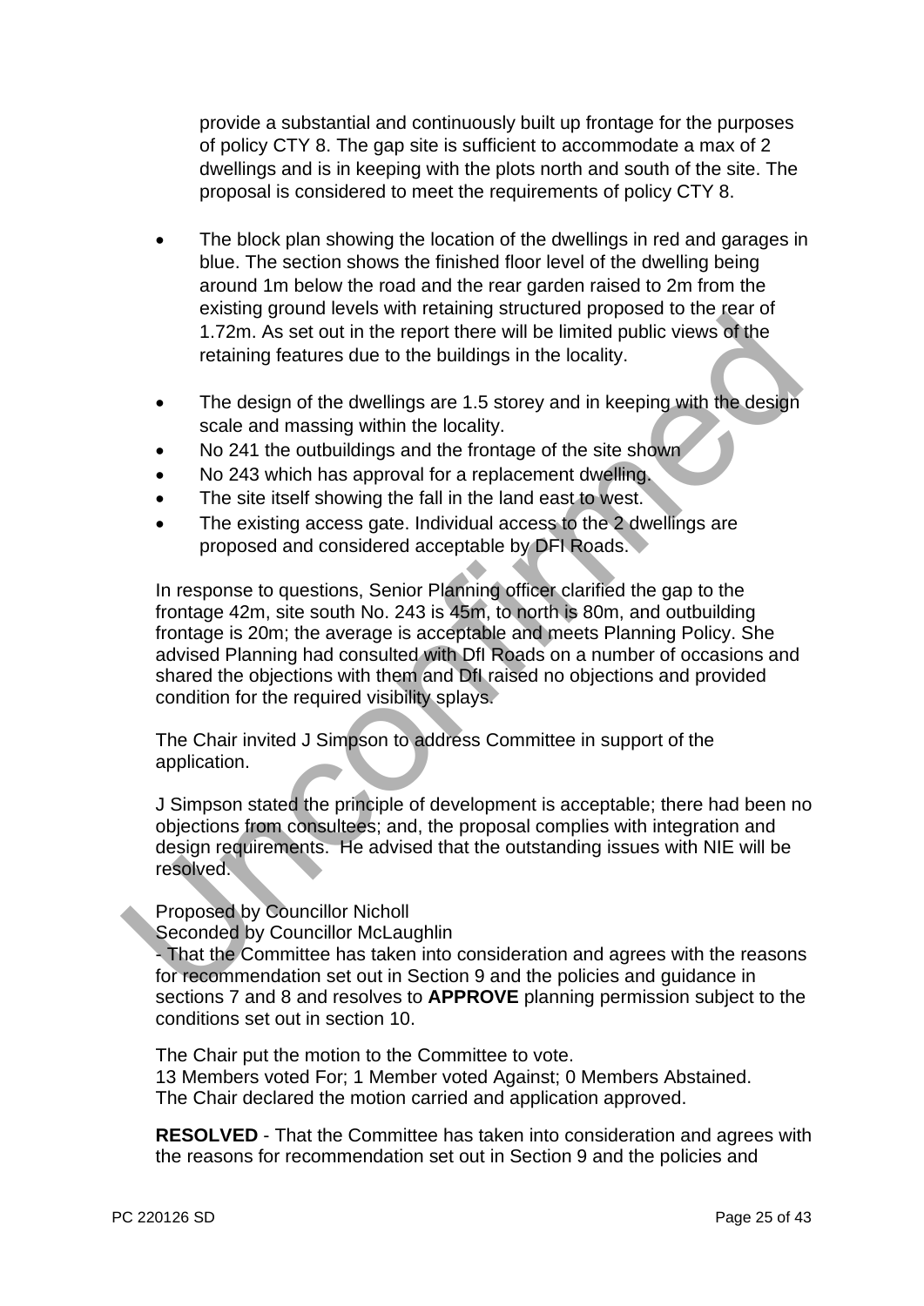provide a substantial and continuously built up frontage for the purposes of policy CTY 8. The gap site is sufficient to accommodate a max of 2 dwellings and is in keeping with the plots north and south of the site. The proposal is considered to meet the requirements of policy CTY 8.

- The block plan showing the location of the dwellings in red and garages in blue. The section shows the finished floor level of the dwelling being around 1m below the road and the rear garden raised to 2m from the existing ground levels with retaining structured proposed to the rear of 1.72m. As set out in the report there will be limited public views of the retaining features due to the buildings in the locality.
- The design of the dwellings are 1.5 storey and in keeping with the design scale and massing within the locality.
- No 241 the outbuildings and the frontage of the site shown
- No 243 which has approval for a replacement dwelling.
- The site itself showing the fall in the land east to west.
- The existing access gate. Individual access to the 2 dwellings are proposed and considered acceptable by DFI Roads.

In response to questions, Senior Planning officer clarified the gap to the frontage 42m, site south No. 243 is 45m, to north is 80m, and outbuilding frontage is 20m; the average is acceptable and meets Planning Policy. She advised Planning had consulted with DfI Roads on a number of occasions and shared the objections with them and DfI raised no objections and provided condition for the required visibility splays.

The Chair invited J Simpson to address Committee in support of the application.

J Simpson stated the principle of development is acceptable; there had been no objections from consultees; and, the proposal complies with integration and design requirements. He advised that the outstanding issues with NIE will be resolved.

Proposed by Councillor Nicholl
Seconded by Councillor McLaughlin
- That the Committee has taken into consideration and agrees with the reasons for recommendation set out in Section 9 and the policies and guidance in sections 7 and 8 and resolves to **APPROVE** planning permission subject to the conditions set out in section 10.

The Chair put the motion to the Committee to vote.
13 Members voted For; 1 Member voted Against; 0 Members Abstained.
The Chair declared the motion carried and application approved.

**RESOLVED** - That the Committee has taken into consideration and agrees with the reasons for recommendation set out in Section 9 and the policies and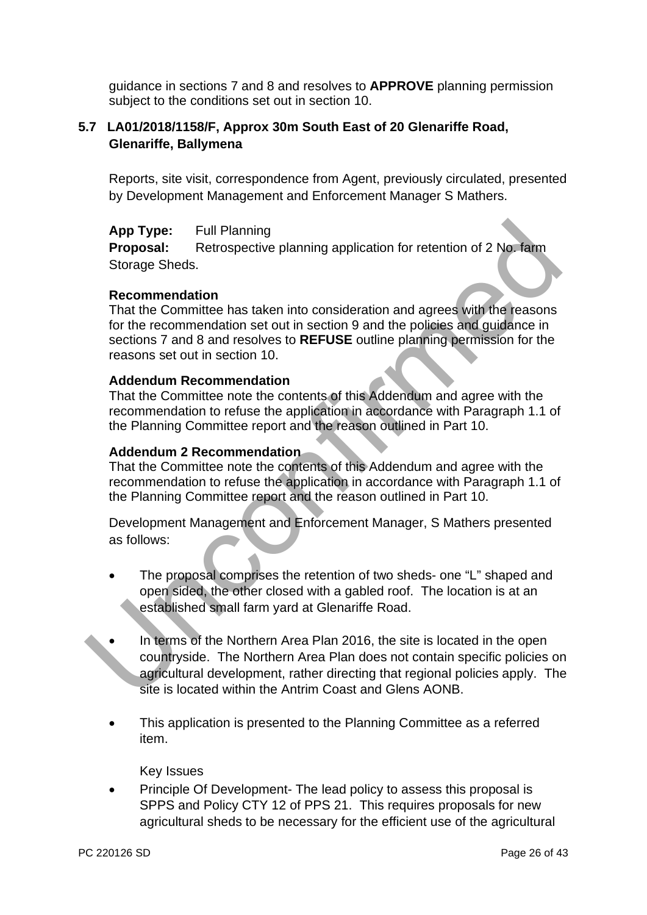guidance in sections 7 and 8 and resolves to **APPROVE** planning permission subject to the conditions set out in section 10.

### 5.7 LA01/2018/1158/F, Approx 30m South East of 20 Glenariffe Road, Glenariffe, Ballymena

Reports, site visit, correspondence from Agent, previously circulated, presented by Development Management and Enforcement Manager S Mathers.

**App Type:** Full Planning
**Proposal:** Retrospective planning application for retention of 2 No. farm Storage Sheds.

**Recommendation**
That the Committee has taken into consideration and agrees with the reasons for the recommendation set out in section 9 and the policies and guidance in sections 7 and 8 and resolves to **REFUSE** outline planning permission for the reasons set out in section 10.

**Addendum Recommendation**
That the Committee note the contents of this Addendum and agree with the recommendation to refuse the application in accordance with Paragraph 1.1 of the Planning Committee report and the reason outlined in Part 10.

**Addendum 2 Recommendation**
That the Committee note the contents of this Addendum and agree with the recommendation to refuse the application in accordance with Paragraph 1.1 of the Planning Committee report and the reason outlined in Part 10.

Development Management and Enforcement Manager, S Mathers presented as follows:

- The proposal comprises the retention of two sheds- one “L” shaped and open sided, the other closed with a gabled roof. The location is at an established small farm yard at Glenariffe Road.

- In terms of the Northern Area Plan 2016, the site is located in the open countryside. The Northern Area Plan does not contain specific policies on agricultural development, rather directing that regional policies apply. The site is located within the Antrim Coast and Glens AONB.

- This application is presented to the Planning Committee as a referred item.

Key Issues

- Principle Of Development- The lead policy to assess this proposal is SPPS and Policy CTY 12 of PPS 21. This requires proposals for new agricultural sheds to be necessary for the efficient use of the agricultural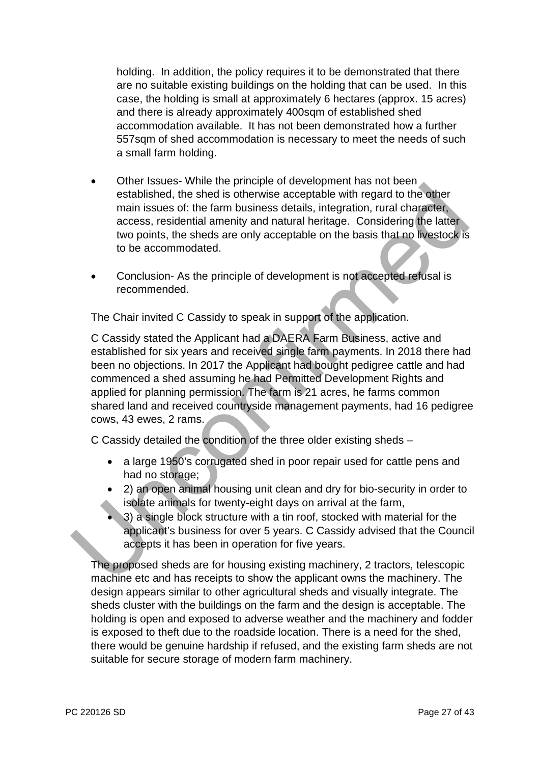holding. In addition, the policy requires it to be demonstrated that there are no suitable existing buildings on the holding that can be used. In this case, the holding is small at approximately 6 hectares (approx. 15 acres) and there is already approximately 400sqm of established shed accommodation available. It has not been demonstrated how a further 557sqm of shed accommodation is necessary to meet the needs of such a small farm holding.

- Other Issues- While the principle of development has not been established, the shed is otherwise acceptable with regard to the other main issues of: the farm business details, integration, rural character, access, residential amenity and natural heritage. Considering the latter two points, the sheds are only acceptable on the basis that no livestock is to be accommodated.

- Conclusion- As the principle of development is not accepted refusal is recommended.

The Chair invited C Cassidy to speak in support of the application.

C Cassidy stated the Applicant had a DAERA Farm Business, active and established for six years and received single farm payments. In 2018 there had been no objections. In 2017 the Applicant had bought pedigree cattle and had commenced a shed assuming he had Permitted Development Rights and applied for planning permission. The farm is 21 acres, he farms common shared land and received countryside management payments, had 16 pedigree cows, 43 ewes, 2 rams.

C Cassidy detailed the condition of the three older existing sheds –

- a large 1950's corrugated shed in poor repair used for cattle pens and had no storage;
- 2) an open animal housing unit clean and dry for bio-security in order to isolate animals for twenty-eight days on arrival at the farm,
- 3) a single block structure with a tin roof, stocked with material for the applicant's business for over 5 years. C Cassidy advised that the Council accepts it has been in operation for five years.

The proposed sheds are for housing existing machinery, 2 tractors, telescopic machine etc and has receipts to show the applicant owns the machinery. The design appears similar to other agricultural sheds and visually integrate. The sheds cluster with the buildings on the farm and the design is acceptable. The holding is open and exposed to adverse weather and the machinery and fodder is exposed to theft due to the roadside location. There is a need for the shed, there would be genuine hardship if refused, and the existing farm sheds are not suitable for secure storage of modern farm machinery.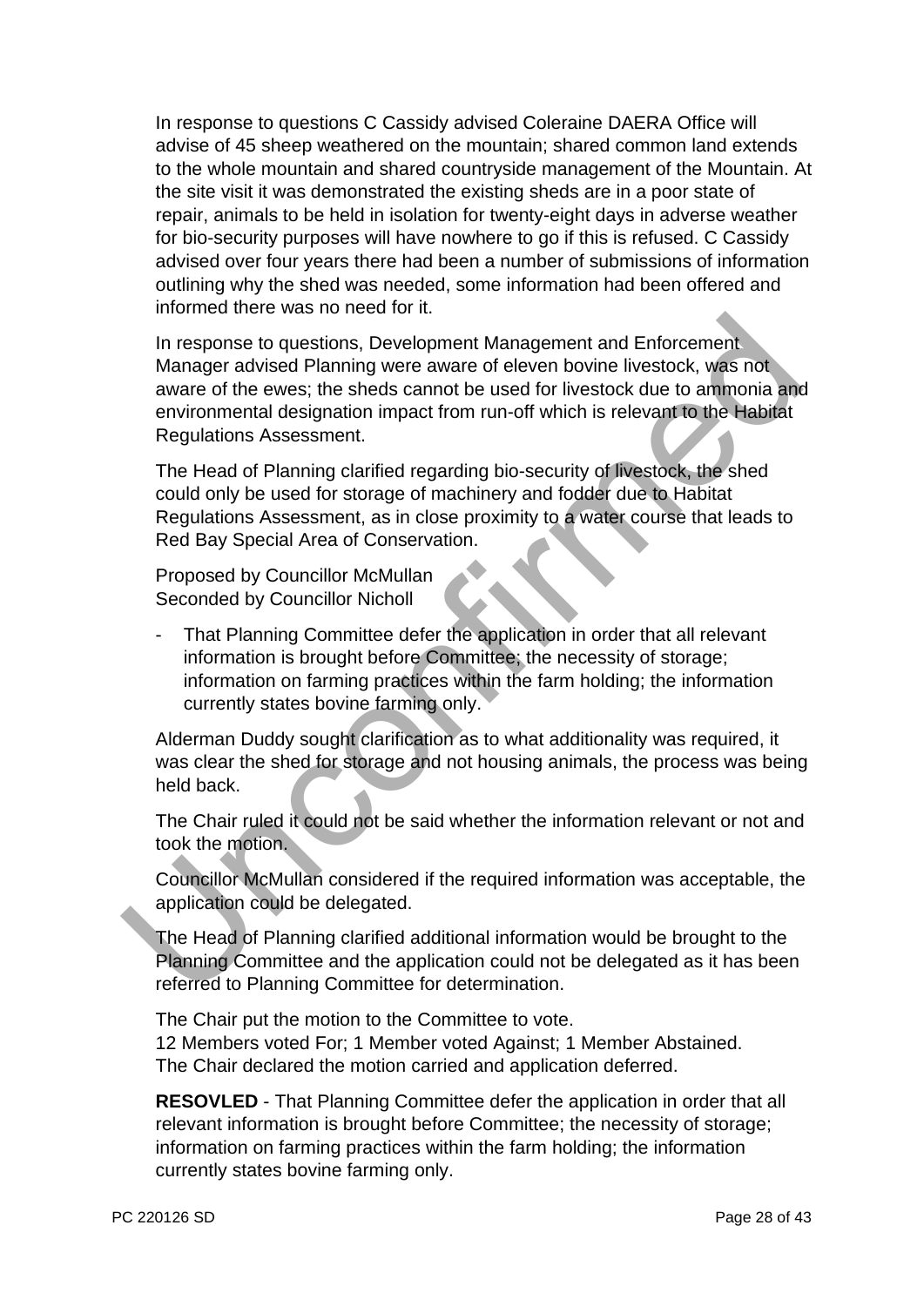In response to questions C Cassidy advised Coleraine DAERA Office will advise of 45 sheep weathered on the mountain; shared common land extends to the whole mountain and shared countryside management of the Mountain. At the site visit it was demonstrated the existing sheds are in a poor state of repair, animals to be held in isolation for twenty-eight days in adverse weather for bio-security purposes will have nowhere to go if this is refused. C Cassidy advised over four years there had been a number of submissions of information outlining why the shed was needed, some information had been offered and informed there was no need for it.

In response to questions, Development Management and Enforcement Manager advised Planning were aware of eleven bovine livestock, was not aware of the ewes; the sheds cannot be used for livestock due to ammonia and environmental designation impact from run-off which is relevant to the Habitat Regulations Assessment.

The Head of Planning clarified regarding bio-security of livestock, the shed could only be used for storage of machinery and fodder due to Habitat Regulations Assessment, as in close proximity to a water course that leads to Red Bay Special Area of Conservation.

Proposed by Councillor McMullan
Seconded by Councillor Nicholl

- That Planning Committee defer the application in order that all relevant information is brought before Committee; the necessity of storage; information on farming practices within the farm holding; the information currently states bovine farming only.

Alderman Duddy sought clarification as to what additionality was required, it was clear the shed for storage and not housing animals, the process was being held back.

The Chair ruled it could not be said whether the information relevant or not and took the motion.

Councillor McMullan considered if the required information was acceptable, the application could be delegated.

The Head of Planning clarified additional information would be brought to the Planning Committee and the application could not be delegated as it has been referred to Planning Committee for determination.

The Chair put the motion to the Committee to vote.
12 Members voted For; 1 Member voted Against; 1 Member Abstained.
The Chair declared the motion carried and application deferred.

**RESOVLED** - That Planning Committee defer the application in order that all relevant information is brought before Committee; the necessity of storage; information on farming practices within the farm holding; the information currently states bovine farming only.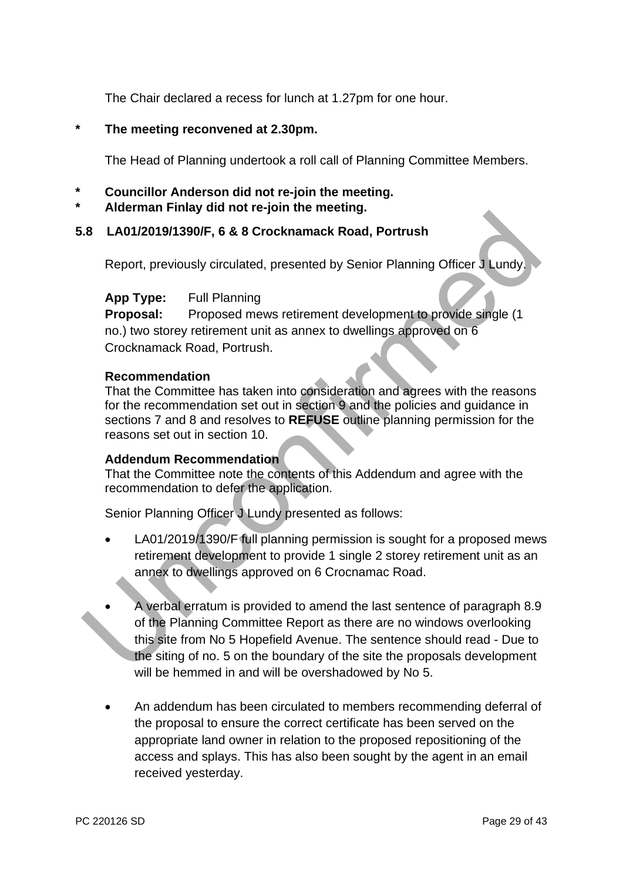The Chair declared a recess for lunch at 1.27pm for one hour.

\* **The meeting reconvened at 2.30pm.**

The Head of Planning undertook a roll call of Planning Committee Members.

\* **Councillor Anderson did not re-join the meeting.**
\* **Alderman Finlay did not re-join the meeting.**

### 5.8 LA01/2019/1390/F, 6 & 8 Crocknamack Road, Portrush

Report, previously circulated, presented by Senior Planning Officer J Lundy.

**App Type:** Full Planning
**Proposal:** Proposed mews retirement development to provide single (1 no.) two storey retirement unit as annex to dwellings approved on 6 Crocknamack Road, Portrush.

**Recommendation**
That the Committee has taken into consideration and agrees with the reasons for the recommendation set out in section 9 and the policies and guidance in sections 7 and 8 and resolves to **REFUSE** outline planning permission for the reasons set out in section 10.

**Addendum Recommendation**
That the Committee note the contents of this Addendum and agree with the recommendation to defer the application.

Senior Planning Officer J Lundy presented as follows:

- LA01/2019/1390/F full planning permission is sought for a proposed mews retirement development to provide 1 single 2 storey retirement unit as an annex to dwellings approved on 6 Crocnamac Road.
- A verbal erratum is provided to amend the last sentence of paragraph 8.9 of the Planning Committee Report as there are no windows overlooking this site from No 5 Hopefield Avenue. The sentence should read - Due to the siting of no. 5 on the boundary of the site the proposals development will be hemmed in and will be overshadowed by No 5.
- An addendum has been circulated to members recommending deferral of the proposal to ensure the correct certificate has been served on the appropriate land owner in relation to the proposed repositioning of the access and splays. This has also been sought by the agent in an email received yesterday.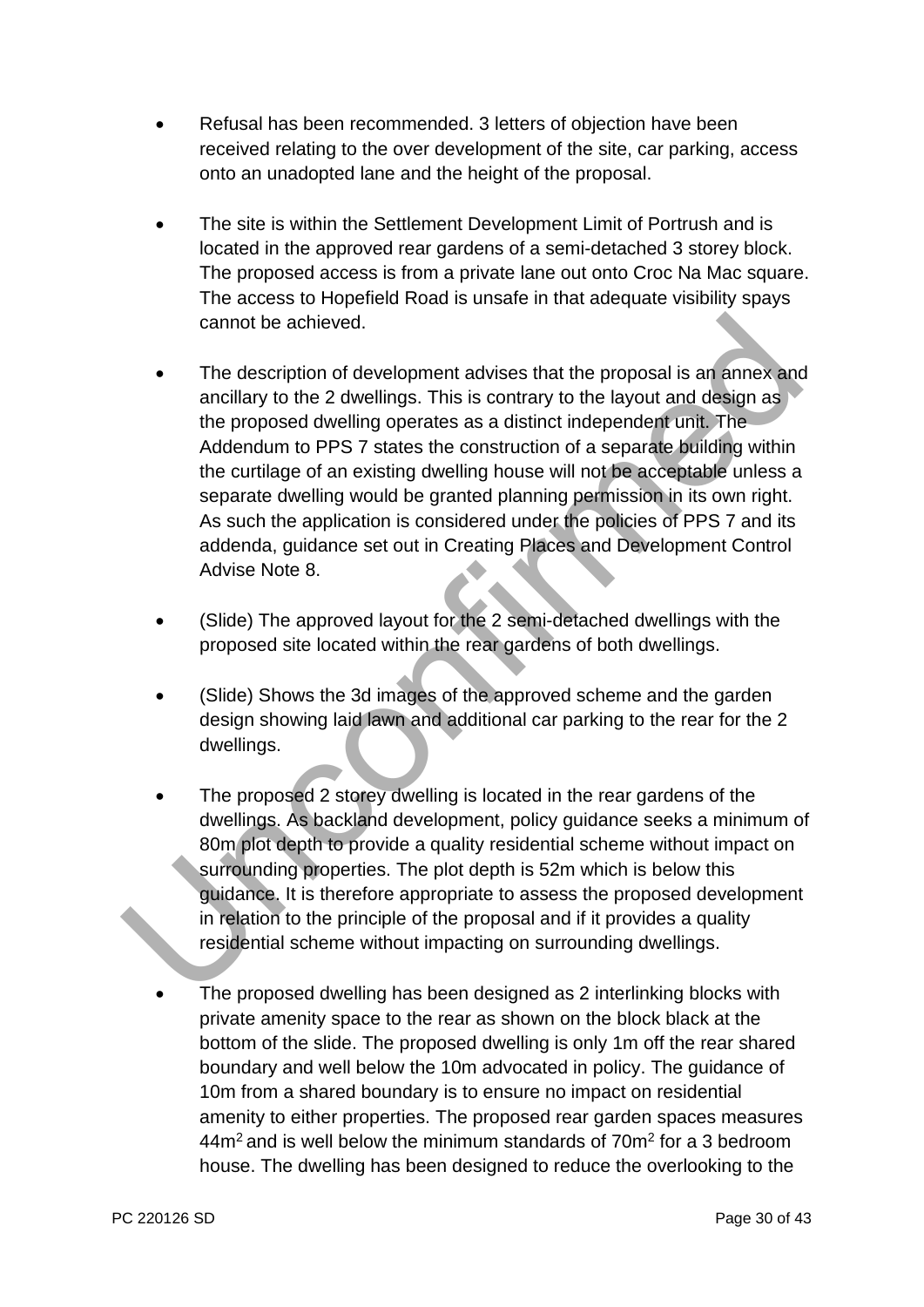- Refusal has been recommended. 3 letters of objection have been received relating to the over development of the site, car parking, access onto an unadopted lane and the height of the proposal.

- The site is within the Settlement Development Limit of Portrush and is located in the approved rear gardens of a semi-detached 3 storey block. The proposed access is from a private lane out onto Croc Na Mac square. The access to Hopefield Road is unsafe in that adequate visibility spays cannot be achieved.

- The description of development advises that the proposal is an annex and ancillary to the 2 dwellings. This is contrary to the layout and design as the proposed dwelling operates as a distinct independent unit. The Addendum to PPS 7 states the construction of a separate building within the curtilage of an existing dwelling house will not be acceptable unless a separate dwelling would be granted planning permission in its own right. As such the application is considered under the policies of PPS 7 and its addenda, guidance set out in Creating Places and Development Control Advise Note 8.

- (Slide) The approved layout for the 2 semi-detached dwellings with the proposed site located within the rear gardens of both dwellings.

- (Slide) Shows the 3d images of the approved scheme and the garden design showing laid lawn and additional car parking to the rear for the 2 dwellings.

- The proposed 2 storey dwelling is located in the rear gardens of the dwellings. As backland development, policy guidance seeks a minimum of 80m plot depth to provide a quality residential scheme without impact on surrounding properties. The plot depth is 52m which is below this guidance. It is therefore appropriate to assess the proposed development in relation to the principle of the proposal and if it provides a quality residential scheme without impacting on surrounding dwellings.

- The proposed dwelling has been designed as 2 interlinking blocks with private amenity space to the rear as shown on the block black at the bottom of the slide. The proposed dwelling is only 1m off the rear shared boundary and well below the 10m advocated in policy. The guidance of 10m from a shared boundary is to ensure no impact on residential amenity to either properties. The proposed rear garden spaces measures 44m$^2$ and is well below the minimum standards of 70m$^2$ for a 3 bedroom house. The dwelling has been designed to reduce the overlooking to the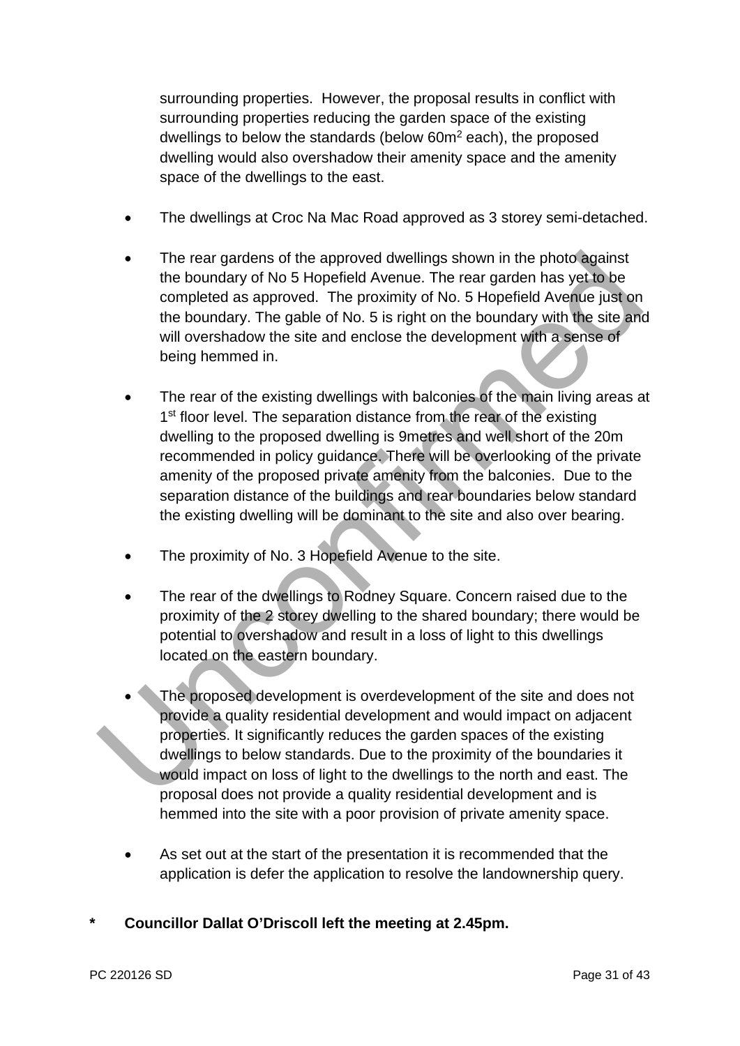surrounding properties. However, the proposal results in conflict with surrounding properties reducing the garden space of the existing dwellings to below the standards (below 60m$^2$ each), the proposed dwelling would also overshadow their amenity space and the amenity space of the dwellings to the east.

- The dwellings at Croc Na Mac Road approved as 3 storey semi-detached.

- The rear gardens of the approved dwellings shown in the photo against the boundary of No 5 Hopefield Avenue. The rear garden has yet to be completed as approved. The proximity of No. 5 Hopefield Avenue just on the boundary. The gable of No. 5 is right on the boundary with the site and will overshadow the site and enclose the development with a sense of being hemmed in.

- The rear of the existing dwellings with balconies of the main living areas at 1st floor level. The separation distance from the rear of the existing dwelling to the proposed dwelling is 9metres and well short of the 20m recommended in policy guidance. There will be overlooking of the private amenity of the proposed private amenity from the balconies. Due to the separation distance of the buildings and rear boundaries below standard the existing dwelling will be dominant to the site and also over bearing.

- The proximity of No. 3 Hopefield Avenue to the site.

- The rear of the dwellings to Rodney Square. Concern raised due to the proximity of the 2 storey dwelling to the shared boundary; there would be potential to overshadow and result in a loss of light to this dwellings located on the eastern boundary.

- The proposed development is overdevelopment of the site and does not provide a quality residential development and would impact on adjacent properties. It significantly reduces the garden spaces of the existing dwellings to below standards. Due to the proximity of the boundaries it would impact on loss of light to the dwellings to the north and east. The proposal does not provide a quality residential development and is hemmed into the site with a poor provision of private amenity space.

- As set out at the start of the presentation it is recommended that the application is defer the application to resolve the landownership query.

**\*     Councillor Dallat O'Driscoll left the meeting at 2.45pm.**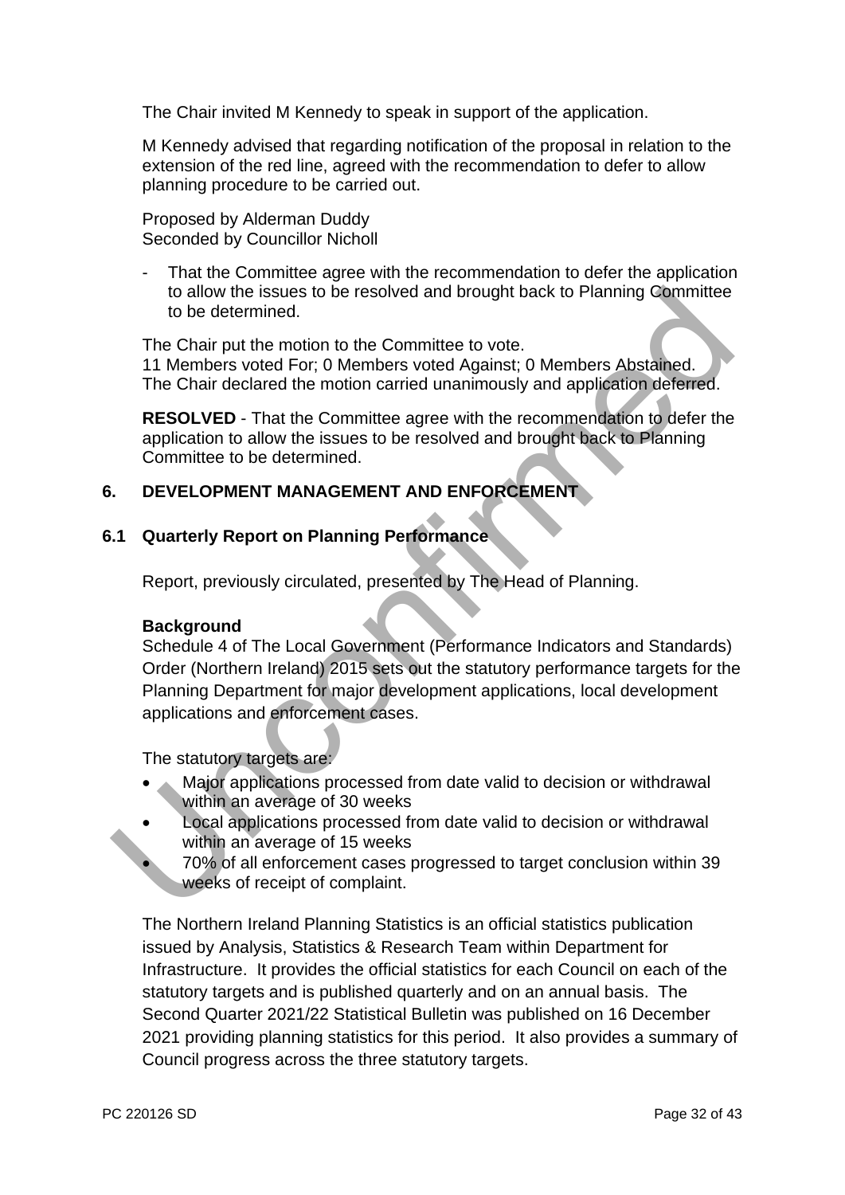The Chair invited M Kennedy to speak in support of the application.

M Kennedy advised that regarding notification of the proposal in relation to the extension of the red line, agreed with the recommendation to defer to allow planning procedure to be carried out.

Proposed by Alderman Duddy
Seconded by Councillor Nicholl

- That the Committee agree with the recommendation to defer the application to allow the issues to be resolved and brought back to Planning Committee to be determined.

The Chair put the motion to the Committee to vote.
11 Members voted For; 0 Members voted Against; 0 Members Abstained.
The Chair declared the motion carried unanimously and application deferred.

**RESOLVED** - That the Committee agree with the recommendation to defer the application to allow the issues to be resolved and brought back to Planning Committee to be determined.

## 6. DEVELOPMENT MANAGEMENT AND ENFORCEMENT

### 6.1 Quarterly Report on Planning Performance

Report, previously circulated, presented by The Head of Planning.

**Background**
Schedule 4 of The Local Government (Performance Indicators and Standards) Order (Northern Ireland) 2015 sets out the statutory performance targets for the Planning Department for major development applications, local development applications and enforcement cases.

The statutory targets are:

- Major applications processed from date valid to decision or withdrawal within an average of 30 weeks
- Local applications processed from date valid to decision or withdrawal within an average of 15 weeks
- 70% of all enforcement cases progressed to target conclusion within 39 weeks of receipt of complaint.

The Northern Ireland Planning Statistics is an official statistics publication issued by Analysis, Statistics & Research Team within Department for Infrastructure. It provides the official statistics for each Council on each of the statutory targets and is published quarterly and on an annual basis. The Second Quarter 2021/22 Statistical Bulletin was published on 16 December 2021 providing planning statistics for this period. It also provides a summary of Council progress across the three statutory targets.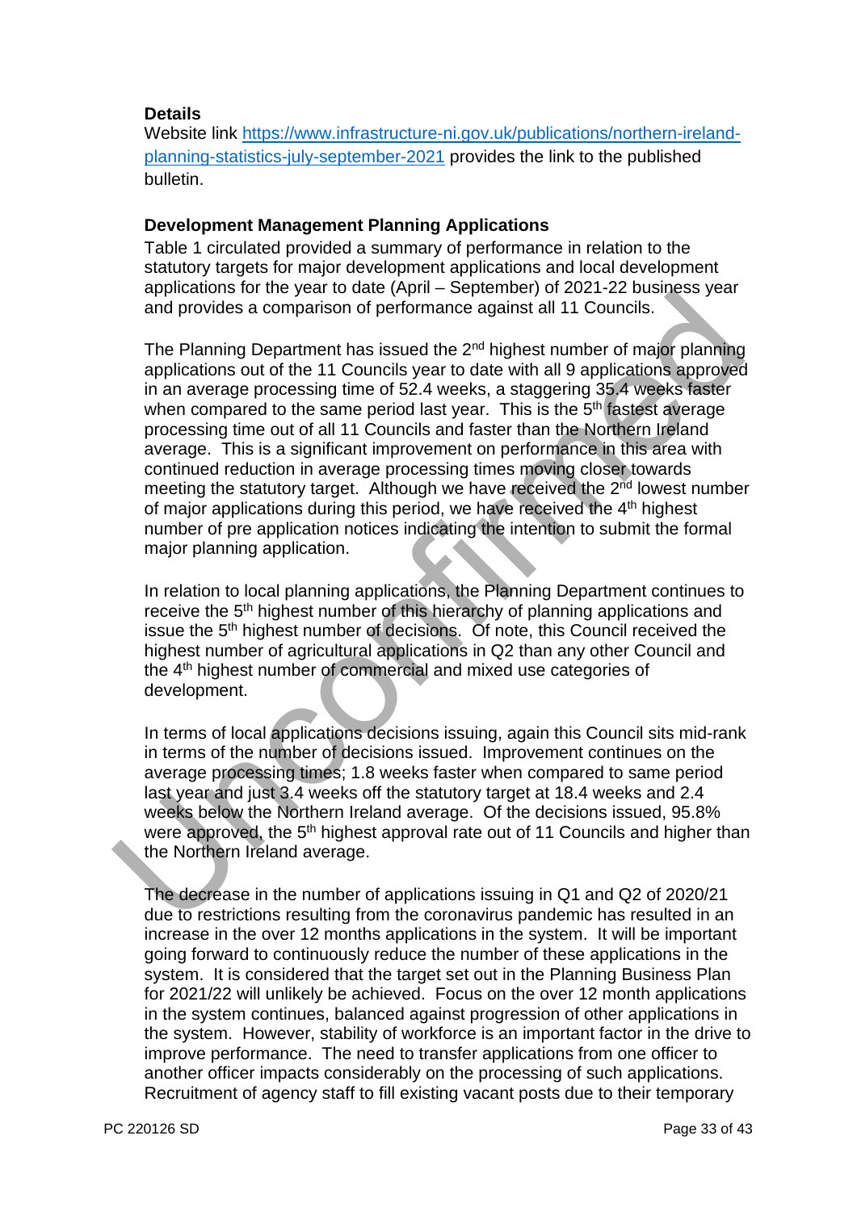**Details**

Website link https://www.infrastructure-ni.gov.uk/publications/northern-ireland-planning-statistics-july-september-2021 provides the link to the published bulletin.

**Development Management Planning Applications**

Table 1 circulated provided a summary of performance in relation to the statutory targets for major development applications and local development applications for the year to date (April – September) of 2021-22 business year and provides a comparison of performance against all 11 Councils.

The Planning Department has issued the 2nd highest number of major planning applications out of the 11 Councils year to date with all 9 applications approved in an average processing time of 52.4 weeks, a staggering 35.4 weeks faster when compared to the same period last year. This is the 5th fastest average processing time out of all 11 Councils and faster than the Northern Ireland average. This is a significant improvement on performance in this area with continued reduction in average processing times moving closer towards meeting the statutory target. Although we have received the 2nd lowest number of major applications during this period, we have received the 4th highest number of pre application notices indicating the intention to submit the formal major planning application.

In relation to local planning applications, the Planning Department continues to receive the 5th highest number of this hierarchy of planning applications and issue the 5th highest number of decisions. Of note, this Council received the highest number of agricultural applications in Q2 than any other Council and the 4th highest number of commercial and mixed use categories of development.

In terms of local applications decisions issuing, again this Council sits mid-rank in terms of the number of decisions issued. Improvement continues on the average processing times; 1.8 weeks faster when compared to same period last year and just 3.4 weeks off the statutory target at 18.4 weeks and 2.4 weeks below the Northern Ireland average. Of the decisions issued, 95.8% were approved, the 5th highest approval rate out of 11 Councils and higher than the Northern Ireland average.

The decrease in the number of applications issuing in Q1 and Q2 of 2020/21 due to restrictions resulting from the coronavirus pandemic has resulted in an increase in the over 12 months applications in the system. It will be important going forward to continuously reduce the number of these applications in the system. It is considered that the target set out in the Planning Business Plan for 2021/22 will unlikely be achieved. Focus on the over 12 month applications in the system continues, balanced against progression of other applications in the system. However, stability of workforce is an important factor in the drive to improve performance. The need to transfer applications from one officer to another officer impacts considerably on the processing of such applications. Recruitment of agency staff to fill existing vacant posts due to their temporary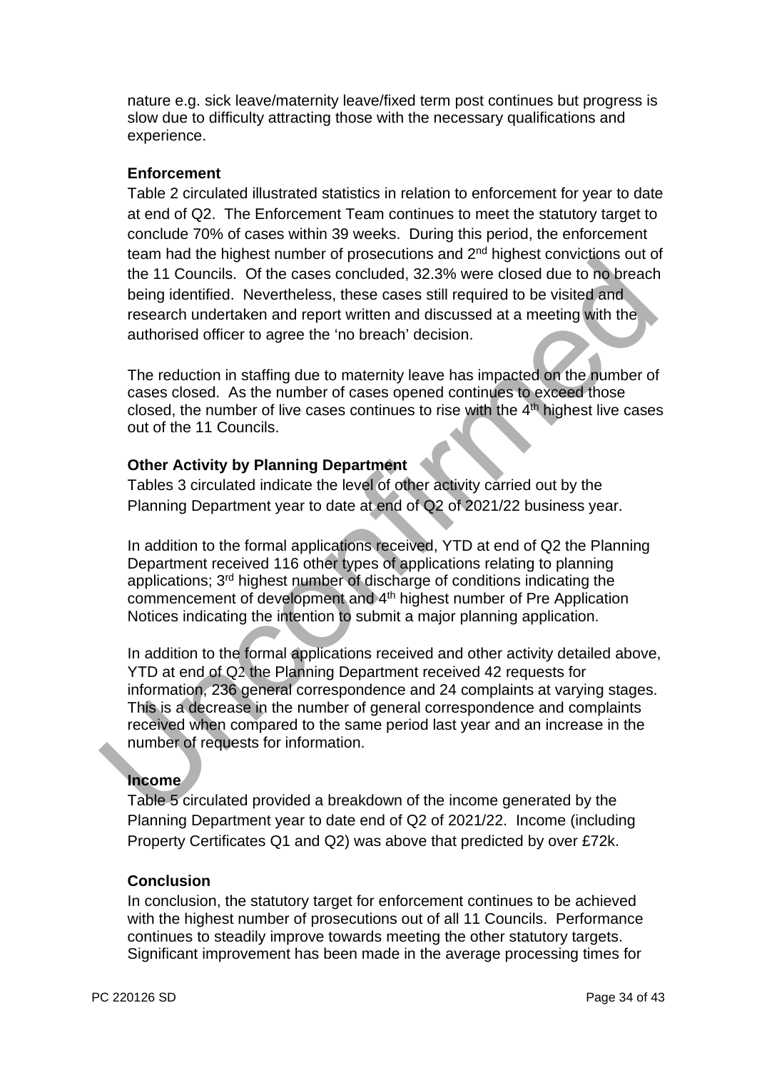nature e.g. sick leave/maternity leave/fixed term post continues but progress is slow due to difficulty attracting those with the necessary qualifications and experience.

**Enforcement**

Table 2 circulated illustrated statistics in relation to enforcement for year to date at end of Q2. The Enforcement Team continues to meet the statutory target to conclude 70% of cases within 39 weeks. During this period, the enforcement team had the highest number of prosecutions and 2nd highest convictions out of the 11 Councils. Of the cases concluded, 32.3% were closed due to no breach being identified. Nevertheless, these cases still required to be visited and research undertaken and report written and discussed at a meeting with the authorised officer to agree the 'no breach' decision.

The reduction in staffing due to maternity leave has impacted on the number of cases closed. As the number of cases opened continues to exceed those closed, the number of live cases continues to rise with the 4th highest live cases out of the 11 Councils.

**Other Activity by Planning Department**

Tables 3 circulated indicate the level of other activity carried out by the Planning Department year to date at end of Q2 of 2021/22 business year.

In addition to the formal applications received, YTD at end of Q2 the Planning Department received 116 other types of applications relating to planning applications; 3rd highest number of discharge of conditions indicating the commencement of development and 4th highest number of Pre Application Notices indicating the intention to submit a major planning application.

In addition to the formal applications received and other activity detailed above, YTD at end of Q2 the Planning Department received 42 requests for information, 236 general correspondence and 24 complaints at varying stages. This is a decrease in the number of general correspondence and complaints received when compared to the same period last year and an increase in the number of requests for information.

**Income**

Table 5 circulated provided a breakdown of the income generated by the Planning Department year to date end of Q2 of 2021/22. Income (including Property Certificates Q1 and Q2) was above that predicted by over £72k.

**Conclusion**

In conclusion, the statutory target for enforcement continues to be achieved with the highest number of prosecutions out of all 11 Councils. Performance continues to steadily improve towards meeting the other statutory targets. Significant improvement has been made in the average processing times for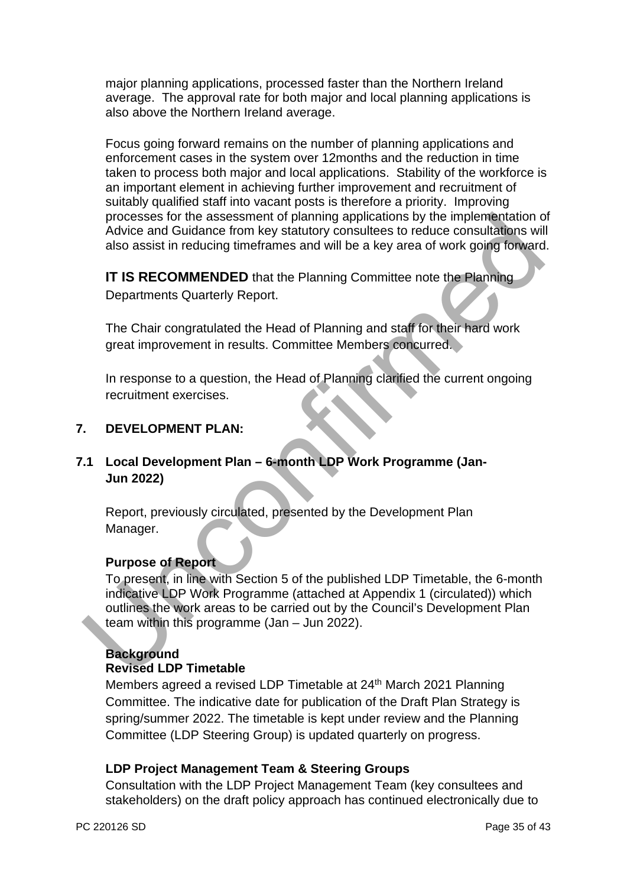major planning applications, processed faster than the Northern Ireland average. The approval rate for both major and local planning applications is also above the Northern Ireland average.

Focus going forward remains on the number of planning applications and enforcement cases in the system over 12months and the reduction in time taken to process both major and local applications. Stability of the workforce is an important element in achieving further improvement and recruitment of suitably qualified staff into vacant posts is therefore a priority. Improving processes for the assessment of planning applications by the implementation of Advice and Guidance from key statutory consultees to reduce consultations will also assist in reducing timeframes and will be a key area of work going forward.

**IT IS RECOMMENDED** that the Planning Committee note the Planning Departments Quarterly Report.

The Chair congratulated the Head of Planning and staff for their hard work great improvement in results. Committee Members concurred.

In response to a question, the Head of Planning clarified the current ongoing recruitment exercises.

## 7. DEVELOPMENT PLAN:

### 7.1 Local Development Plan – 6-month LDP Work Programme (Jan-Jun 2022)

Report, previously circulated, presented by the Development Plan Manager.

**Purpose of Report**

To present, in line with Section 5 of the published LDP Timetable, the 6-month indicative LDP Work Programme (attached at Appendix 1 (circulated)) which outlines the work areas to be carried out by the Council's Development Plan team within this programme (Jan – Jun 2022).

**Background**

**Revised LDP Timetable**

Members agreed a revised LDP Timetable at 24th March 2021 Planning Committee. The indicative date for publication of the Draft Plan Strategy is spring/summer 2022. The timetable is kept under review and the Planning Committee (LDP Steering Group) is updated quarterly on progress.

**LDP Project Management Team & Steering Groups**

Consultation with the LDP Project Management Team (key consultees and stakeholders) on the draft policy approach has continued electronically due to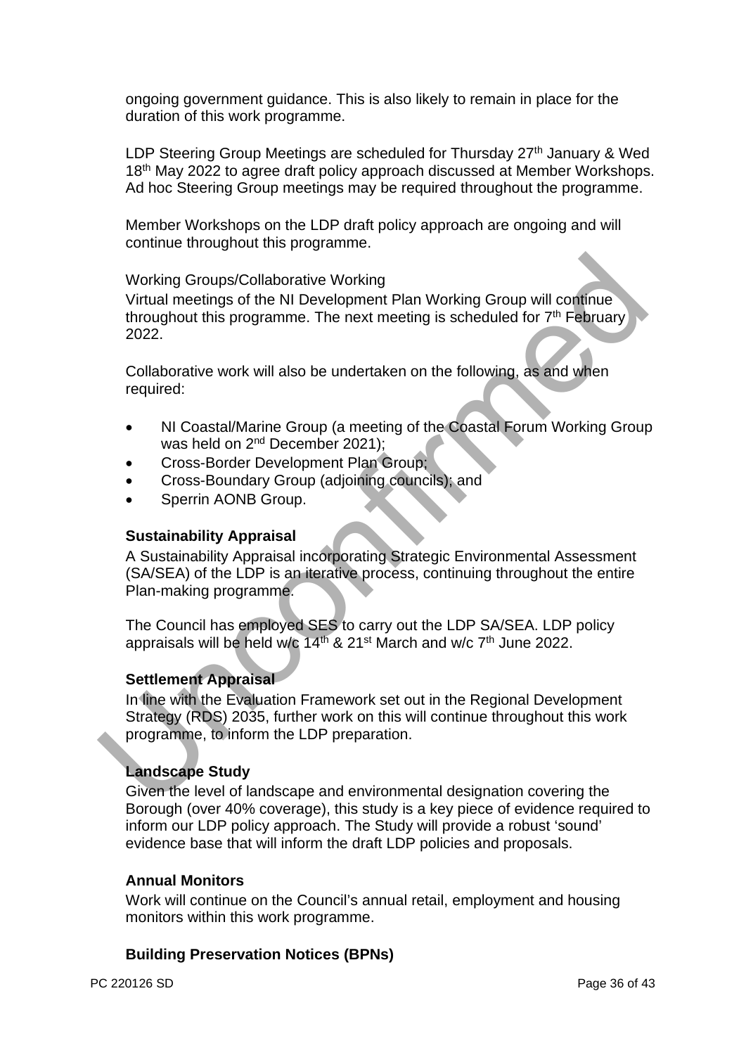ongoing government guidance. This is also likely to remain in place for the duration of this work programme.

LDP Steering Group Meetings are scheduled for Thursday 27th January & Wed 18th May 2022 to agree draft policy approach discussed at Member Workshops. Ad hoc Steering Group meetings may be required throughout the programme.

Member Workshops on the LDP draft policy approach are ongoing and will continue throughout this programme.

Working Groups/Collaborative Working

Virtual meetings of the NI Development Plan Working Group will continue throughout this programme. The next meeting is scheduled for 7th February 2022.

Collaborative work will also be undertaken on the following, as and when required:

- NI Coastal/Marine Group (a meeting of the Coastal Forum Working Group was held on 2nd December 2021);
- Cross-Border Development Plan Group;
- Cross-Boundary Group (adjoining councils); and
- Sperrin AONB Group.

**Sustainability Appraisal**

A Sustainability Appraisal incorporating Strategic Environmental Assessment (SA/SEA) of the LDP is an iterative process, continuing throughout the entire Plan-making programme.

The Council has employed SES to carry out the LDP SA/SEA. LDP policy appraisals will be held w/c 14th & 21st March and w/c 7th June 2022.

**Settlement Appraisal**

In line with the Evaluation Framework set out in the Regional Development Strategy (RDS) 2035, further work on this will continue throughout this work programme, to inform the LDP preparation.

**Landscape Study**

Given the level of landscape and environmental designation covering the Borough (over 40% coverage), this study is a key piece of evidence required to inform our LDP policy approach. The Study will provide a robust 'sound' evidence base that will inform the draft LDP policies and proposals.

**Annual Monitors**

Work will continue on the Council's annual retail, employment and housing monitors within this work programme.

**Building Preservation Notices (BPNs)**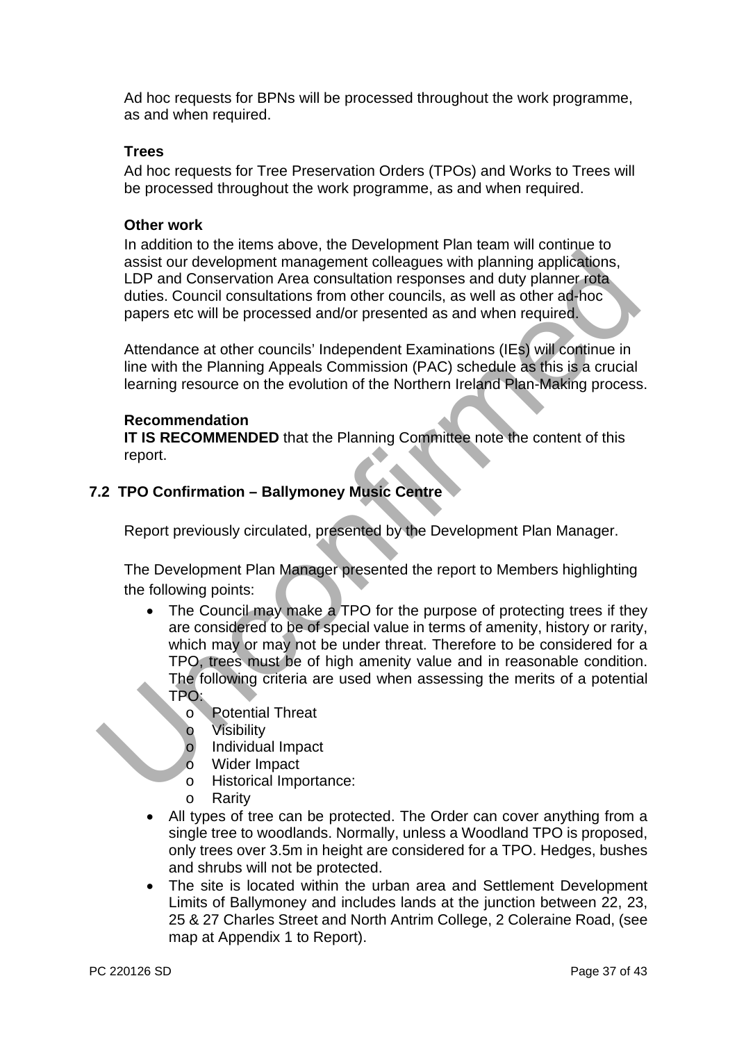Ad hoc requests for BPNs will be processed throughout the work programme, as and when required.

**Trees**

Ad hoc requests for Tree Preservation Orders (TPOs) and Works to Trees will be processed throughout the work programme, as and when required.

**Other work**

In addition to the items above, the Development Plan team will continue to assist our development management colleagues with planning applications, LDP and Conservation Area consultation responses and duty planner rota duties. Council consultations from other councils, as well as other ad-hoc papers etc will be processed and/or presented as and when required.

Attendance at other councils' Independent Examinations (IEs) will continue in line with the Planning Appeals Commission (PAC) schedule as this is a crucial learning resource on the evolution of the Northern Ireland Plan-Making process.

**Recommendation**

**IT IS RECOMMENDED** that the Planning Committee note the content of this report.

## 7.2 TPO Confirmation – Ballymoney Music Centre

Report previously circulated, presented by the Development Plan Manager.

The Development Plan Manager presented the report to Members highlighting the following points:

- The Council may make a TPO for the purpose of protecting trees if they are considered to be of special value in terms of amenity, history or rarity, which may or may not be under threat. Therefore to be considered for a TPO, trees must be of high amenity value and in reasonable condition. The following criteria are used when assessing the merits of a potential TPO:
  - Potential Threat
  - Visibility
  - Individual Impact
  - Wider Impact
  - Historical Importance:
  - Rarity
- All types of tree can be protected. The Order can cover anything from a single tree to woodlands. Normally, unless a Woodland TPO is proposed, only trees over 3.5m in height are considered for a TPO. Hedges, bushes and shrubs will not be protected.
- The site is located within the urban area and Settlement Development Limits of Ballymoney and includes lands at the junction between 22, 23, 25 & 27 Charles Street and North Antrim College, 2 Coleraine Road, (see map at Appendix 1 to Report).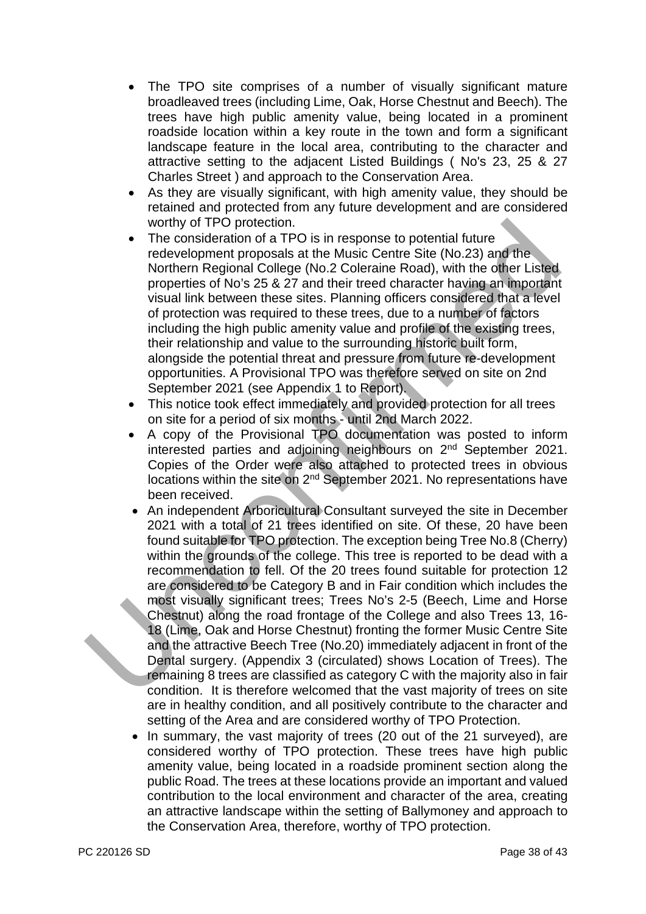- The TPO site comprises of a number of visually significant mature broadleaved trees (including Lime, Oak, Horse Chestnut and Beech). The trees have high public amenity value, being located in a prominent roadside location within a key route in the town and form a significant landscape feature in the local area, contributing to the character and attractive setting to the adjacent Listed Buildings ( No's 23, 25 & 27 Charles Street ) and approach to the Conservation Area.
- As they are visually significant, with high amenity value, they should be retained and protected from any future development and are considered worthy of TPO protection.
- The consideration of a TPO is in response to potential future redevelopment proposals at the Music Centre Site (No.23) and the Northern Regional College (No.2 Coleraine Road), with the other Listed properties of No's 25 & 27 and their treed character having an important visual link between these sites. Planning officers considered that a level of protection was required to these trees, due to a number of factors including the high public amenity value and profile of the existing trees, their relationship and value to the surrounding historic built form, alongside the potential threat and pressure from future re-development opportunities. A Provisional TPO was therefore served on site on 2nd September 2021 (see Appendix 1 to Report).
- This notice took effect immediately and provided protection for all trees on site for a period of six months - until 2nd March 2022.
- A copy of the Provisional TPO documentation was posted to inform interested parties and adjoining neighbours on 2nd September 2021. Copies of the Order were also attached to protected trees in obvious locations within the site on 2nd September 2021. No representations have been received.
- An independent Arboricultural Consultant surveyed the site in December 2021 with a total of 21 trees identified on site. Of these, 20 have been found suitable for TPO protection. The exception being Tree No.8 (Cherry) within the grounds of the college. This tree is reported to be dead with a recommendation to fell. Of the 20 trees found suitable for protection 12 are considered to be Category B and in Fair condition which includes the most visually significant trees; Trees No's 2-5 (Beech, Lime and Horse Chestnut) along the road frontage of the College and also Trees 13, 16-18 (Lime, Oak and Horse Chestnut) fronting the former Music Centre Site and the attractive Beech Tree (No.20) immediately adjacent in front of the Dental surgery. (Appendix 3 (circulated) shows Location of Trees). The remaining 8 trees are classified as category C with the majority also in fair condition. It is therefore welcomed that the vast majority of trees on site are in healthy condition, and all positively contribute to the character and setting of the Area and are considered worthy of TPO Protection.
- In summary, the vast majority of trees (20 out of the 21 surveyed), are considered worthy of TPO protection. These trees have high public amenity value, being located in a roadside prominent section along the public Road. The trees at these locations provide an important and valued contribution to the local environment and character of the area, creating an attractive landscape within the setting of Ballymoney and approach to the Conservation Area, therefore, worthy of TPO protection.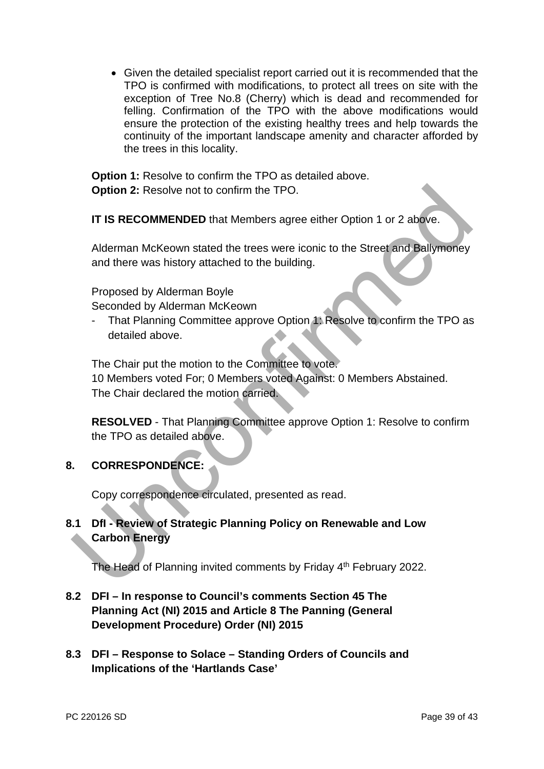- Given the detailed specialist report carried out it is recommended that the TPO is confirmed with modifications, to protect all trees on site with the exception of Tree No.8 (Cherry) which is dead and recommended for felling. Confirmation of the TPO with the above modifications would ensure the protection of the existing healthy trees and help towards the continuity of the important landscape amenity and character afforded by the trees in this locality.

**Option 1:** Resolve to confirm the TPO as detailed above.
**Option 2:** Resolve not to confirm the TPO.

**IT IS RECOMMENDED** that Members agree either Option 1 or 2 above.

Alderman McKeown stated the trees were iconic to the Street and Ballymoney and there was history attached to the building.

Proposed by Alderman Boyle
Seconded by Alderman McKeown

- That Planning Committee approve Option 1: Resolve to confirm the TPO as detailed above.

The Chair put the motion to the Committee to vote.
10 Members voted For; 0 Members voted Against: 0 Members Abstained.
The Chair declared the motion carried.

**RESOLVED** - That Planning Committee approve Option 1: Resolve to confirm the TPO as detailed above.

## 8. CORRESPONDENCE:

Copy correspondence circulated, presented as read.

### 8.1 DfI - Review of Strategic Planning Policy on Renewable and Low Carbon Energy

The Head of Planning invited comments by Friday 4th February 2022.

### 8.2 DFI – In response to Council's comments Section 45 The Planning Act (NI) 2015 and Article 8 The Panning (General Development Procedure) Order (NI) 2015

### 8.3 DFI – Response to Solace – Standing Orders of Councils and Implications of the 'Hartlands Case'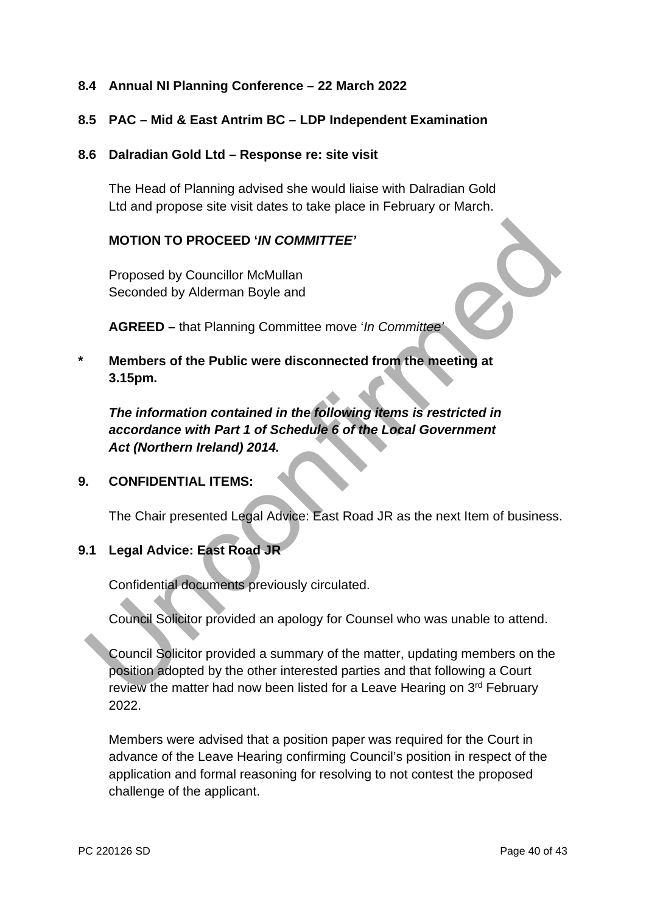**8.4 Annual NI Planning Conference – 22 March 2022**

**8.5 PAC – Mid & East Antrim BC – LDP Independent Examination**

**8.6 Dalradian Gold Ltd – Response re: site visit**

The Head of Planning advised she would liaise with Dalradian Gold Ltd and propose site visit dates to take place in February or March.

**MOTION TO PROCEED '*IN COMMITTEE'***

Proposed by Councillor McMullan
Seconded by Alderman Boyle and

**AGREED –** that Planning Committee move '*In Committee*'

**\* Members of the Public were disconnected from the meeting at 3.15pm.**

***The information contained in the following items is restricted in accordance with Part 1 of Schedule 6 of the Local Government Act (Northern Ireland) 2014.***

**9. CONFIDENTIAL ITEMS:**

The Chair presented Legal Advice: East Road JR as the next Item of business.

**9.1 Legal Advice: East Road JR**

Confidential documents previously circulated.

Council Solicitor provided an apology for Counsel who was unable to attend.

Council Solicitor provided a summary of the matter, updating members on the position adopted by the other interested parties and that following a Court review the matter had now been listed for a Leave Hearing on 3rd February 2022.

Members were advised that a position paper was required for the Court in advance of the Leave Hearing confirming Council's position in respect of the application and formal reasoning for resolving to not contest the proposed challenge of the applicant.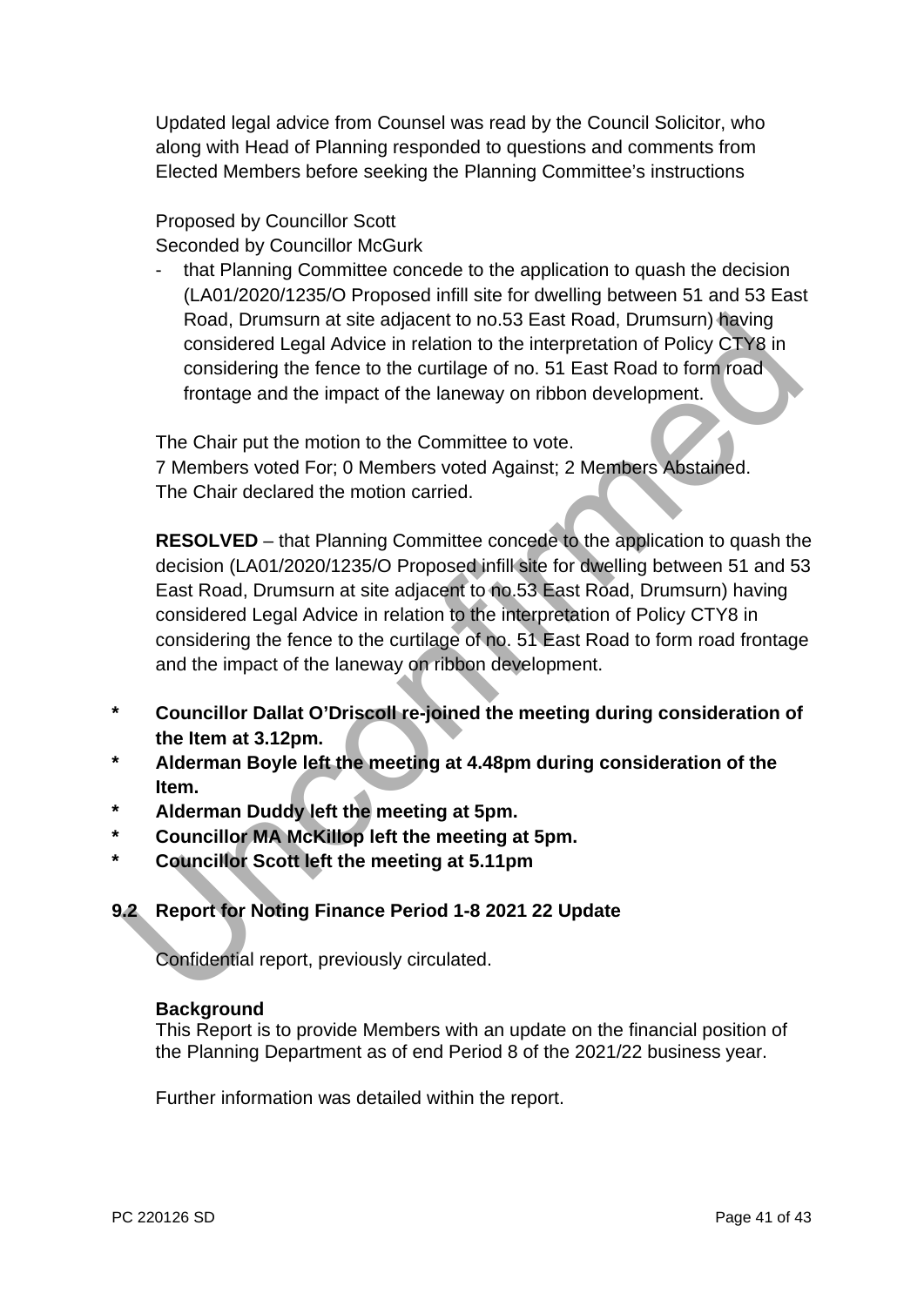Updated legal advice from Counsel was read by the Council Solicitor, who along with Head of Planning responded to questions and comments from Elected Members before seeking the Planning Committee's instructions

Proposed by Councillor Scott
Seconded by Councillor McGurk

- that Planning Committee concede to the application to quash the decision (LA01/2020/1235/O Proposed infill site for dwelling between 51 and 53 East Road, Drumsurn at site adjacent to no.53 East Road, Drumsurn) having considered Legal Advice in relation to the interpretation of Policy CTY8 in considering the fence to the curtilage of no. 51 East Road to form road frontage and the impact of the laneway on ribbon development.

The Chair put the motion to the Committee to vote.
7 Members voted For; 0 Members voted Against; 2 Members Abstained.
The Chair declared the motion carried.

**RESOLVED** – that Planning Committee concede to the application to quash the decision (LA01/2020/1235/O Proposed infill site for dwelling between 51 and 53 East Road, Drumsurn at site adjacent to no.53 East Road, Drumsurn) having considered Legal Advice in relation to the interpretation of Policy CTY8 in considering the fence to the curtilage of no. 51 East Road to form road frontage and the impact of the laneway on ribbon development.

- **Councillor Dallat O'Driscoll re-joined the meeting during consideration of the Item at 3.12pm.**
- **Alderman Boyle left the meeting at 4.48pm during consideration of the Item.**
- **Alderman Duddy left the meeting at 5pm.**
- **Councillor MA McKillop left the meeting at 5pm.**
- **Councillor Scott left the meeting at 5.11pm**

## 9.2 Report for Noting Finance Period 1-8 2021 22 Update

Confidential report, previously circulated.

**Background**
This Report is to provide Members with an update on the financial position of the Planning Department as of end Period 8 of the 2021/22 business year.

Further information was detailed within the report.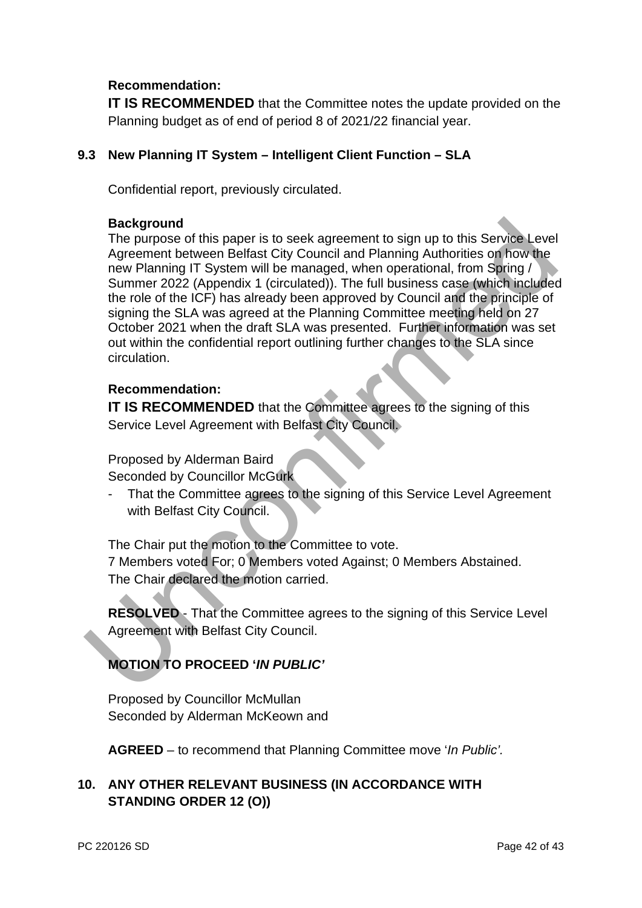**Recommendation:**

**IT IS RECOMMENDED** that the Committee notes the update provided on the Planning budget as of end of period 8 of 2021/22 financial year.

### 9.3 New Planning IT System – Intelligent Client Function – SLA

Confidential report, previously circulated.

**Background**

The purpose of this paper is to seek agreement to sign up to this Service Level Agreement between Belfast City Council and Planning Authorities on how the new Planning IT System will be managed, when operational, from Spring / Summer 2022 (Appendix 1 (circulated)). The full business case (which included the role of the ICF) has already been approved by Council and the principle of signing the SLA was agreed at the Planning Committee meeting held on 27 October 2021 when the draft SLA was presented. Further information was set out within the confidential report outlining further changes to the SLA since circulation.

**Recommendation:**

**IT IS RECOMMENDED** that the Committee agrees to the signing of this Service Level Agreement with Belfast City Council.

Proposed by Alderman Baird
Seconded by Councillor McGurk

- That the Committee agrees to the signing of this Service Level Agreement with Belfast City Council.

The Chair put the motion to the Committee to vote.
7 Members voted For; 0 Members voted Against; 0 Members Abstained.
The Chair declared the motion carried.

**RESOLVED** - That the Committee agrees to the signing of this Service Level Agreement with Belfast City Council.

**MOTION TO PROCEED '*IN PUBLIC*'**

Proposed by Councillor McMullan
Seconded by Alderman McKeown and

**AGREED** – to recommend that Planning Committee move '*In Public'.*

## 10. ANY OTHER RELEVANT BUSINESS (IN ACCORDANCE WITH STANDING ORDER 12 (O))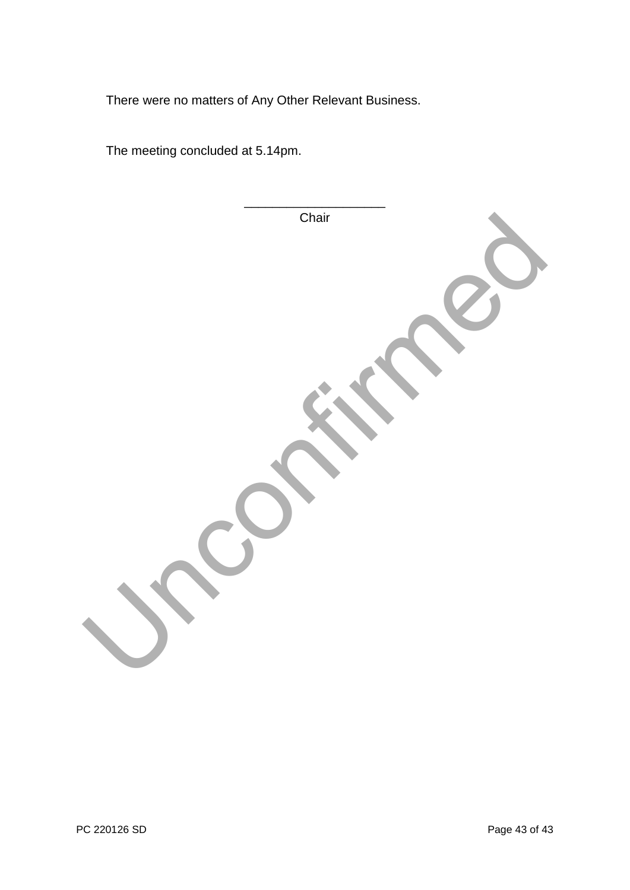There were no matters of Any Other Relevant Business.

The meeting concluded at 5.14pm.

\_\_\_\_\_\_\_\_\_\_\_\_\_\_\_\_\_\_\_\_

Chair

Unconfirmed